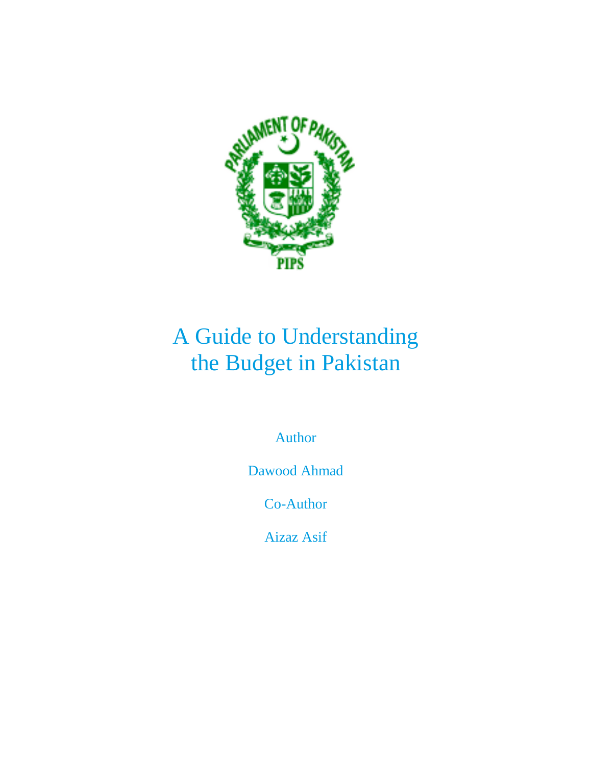PARLIAMENT OF PAKISTAN

PIPS

# A Guide to Understanding the Budget in Pakistan

Author

Dawood Ahmad

Co-Author

Aizaz Asif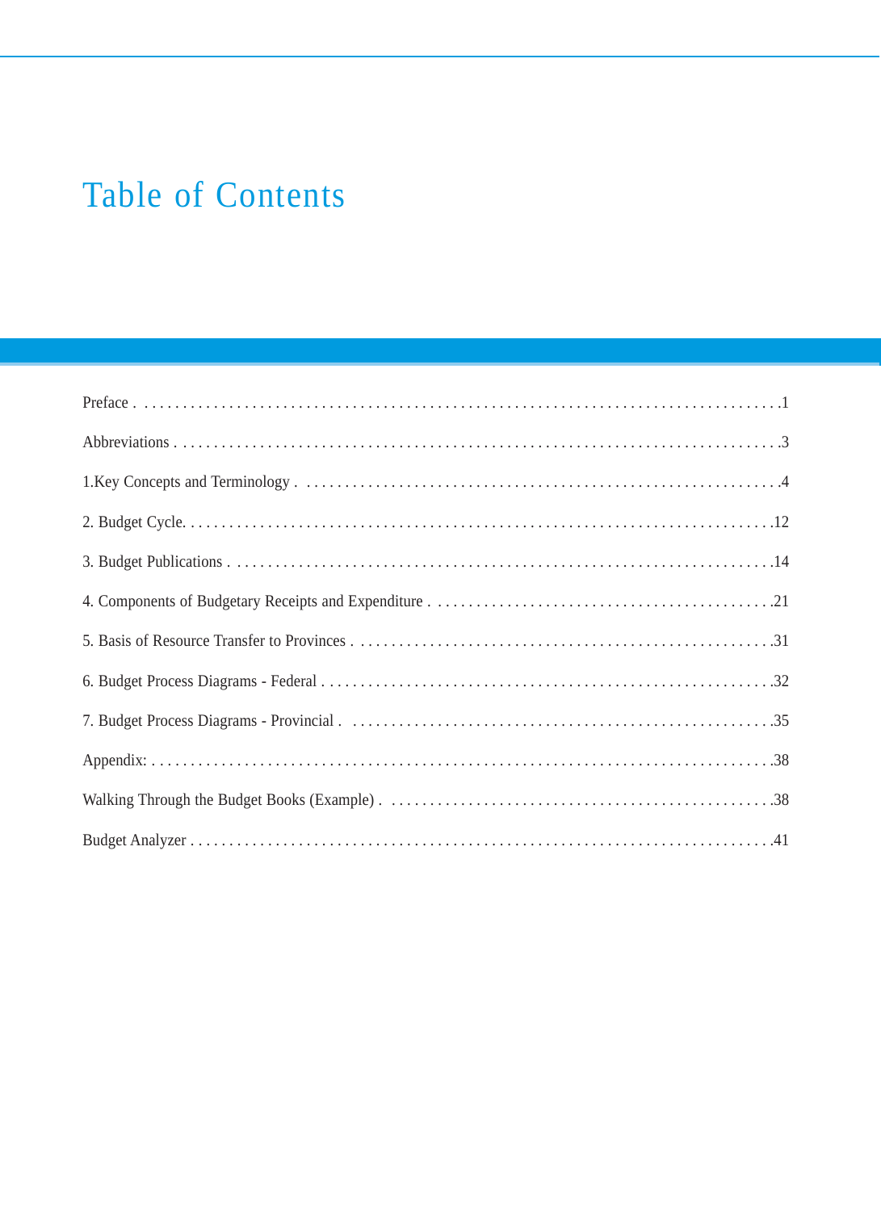# Table of Contents

Preface . . . . . . . . . . . . . . . . . . . . . . . . . . . . . . . . . . . . . . . . . . . . . . . . . . . . . . . . . . . . . . . . . . . . . . . . . . . . . .1

Abbreviations . . . . . . . . . . . . . . . . . . . . . . . . . . . . . . . . . . . . . . . . . . . . . . . . . . . . . . . . . . . . . . . . . . . . . . .3

1.Key Concepts and Terminology . . . . . . . . . . . . . . . . . . . . . . . . . . . . . . . . . . . . . . . . . . . . . . . . . . . . . . . . .4

2. Budget Cycle. . . . . . . . . . . . . . . . . . . . . . . . . . . . . . . . . . . . . . . . . . . . . . . . . . . . . . . . . . . . . . . . . . . . . . .12

3. Budget Publications . . . . . . . . . . . . . . . . . . . . . . . . . . . . . . . . . . . . . . . . . . . . . . . . . . . . . . . . . . . . . . . . .14

4. Components of Budgetary Receipts and Expenditure . . . . . . . . . . . . . . . . . . . . . . . . . . . . . . . . . . . . . . . . . .21

5. Basis of Resource Transfer to Provinces . . . . . . . . . . . . . . . . . . . . . . . . . . . . . . . . . . . . . . . . . . . . . . . . . .31

6. Budget Process Diagrams - Federal . . . . . . . . . . . . . . . . . . . . . . . . . . . . . . . . . . . . . . . . . . . . . . . . . . . . .32

7. Budget Process Diagrams - Provincial . . . . . . . . . . . . . . . . . . . . . . . . . . . . . . . . . . . . . . . . . . . . . . . . . . .35

Appendix: . . . . . . . . . . . . . . . . . . . . . . . . . . . . . . . . . . . . . . . . . . . . . . . . . . . . . . . . . . . . . . . . . . . . . . . . .38

Walking Through the Budget Books (Example) . . . . . . . . . . . . . . . . . . . . . . . . . . . . . . . . . . . . . . . . . . . . . .38

Budget Analyzer . . . . . . . . . . . . . . . . . . . . . . . . . . . . . . . . . . . . . . . . . . . . . . . . . . . . . . . . . . . . . . . . . . . . .41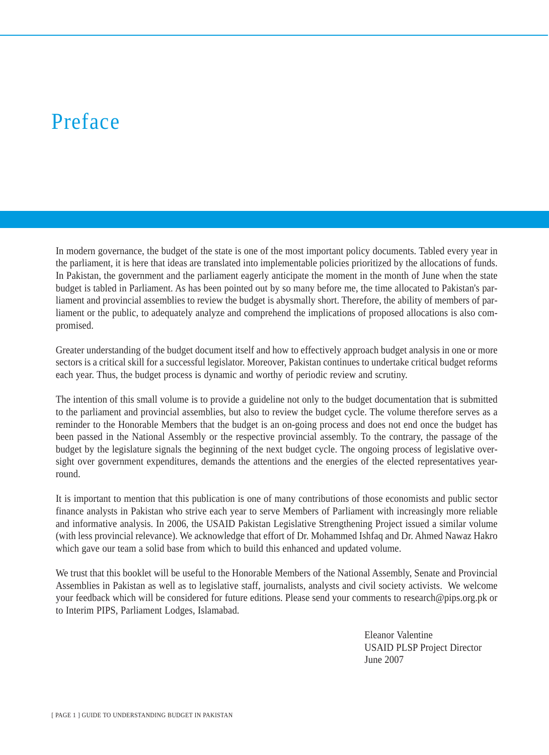# Preface

In modern governance, the budget of the state is one of the most important policy documents. Tabled every year in the parliament, it is here that ideas are translated into implementable policies prioritized by the allocations of funds. In Pakistan, the government and the parliament eagerly anticipate the moment in the month of June when the state budget is tabled in Parliament. As has been pointed out by so many before me, the time allocated to Pakistan's parliament and provincial assemblies to review the budget is abysmally short. Therefore, the ability of members of parliament or the public, to adequately analyze and comprehend the implications of proposed allocations is also compromised.

Greater understanding of the budget document itself and how to effectively approach budget analysis in one or more sectors is a critical skill for a successful legislator. Moreover, Pakistan continues to undertake critical budget reforms each year. Thus, the budget process is dynamic and worthy of periodic review and scrutiny.

The intention of this small volume is to provide a guideline not only to the budget documentation that is submitted to the parliament and provincial assemblies, but also to review the budget cycle. The volume therefore serves as a reminder to the Honorable Members that the budget is an on-going process and does not end once the budget has been passed in the National Assembly or the respective provincial assembly. To the contrary, the passage of the budget by the legislature signals the beginning of the next budget cycle. The ongoing process of legislative oversight over government expenditures, demands the attentions and the energies of the elected representatives year-round.

It is important to mention that this publication is one of many contributions of those economists and public sector finance analysts in Pakistan who strive each year to serve Members of Parliament with increasingly more reliable and informative analysis. In 2006, the USAID Pakistan Legislative Strengthening Project issued a similar volume (with less provincial relevance). We acknowledge that effort of Dr. Mohammed Ishfaq and Dr. Ahmed Nawaz Hakro which gave our team a solid base from which to build this enhanced and updated volume.

We trust that this booklet will be useful to the Honorable Members of the National Assembly, Senate and Provincial Assemblies in Pakistan as well as to legislative staff, journalists, analysts and civil society activists. We welcome your feedback which will be considered for future editions. Please send your comments to research@pips.org.pk or to Interim PIPS, Parliament Lodges, Islamabad.

Eleanor Valentine  
USAID PLSP Project Director  
June 2007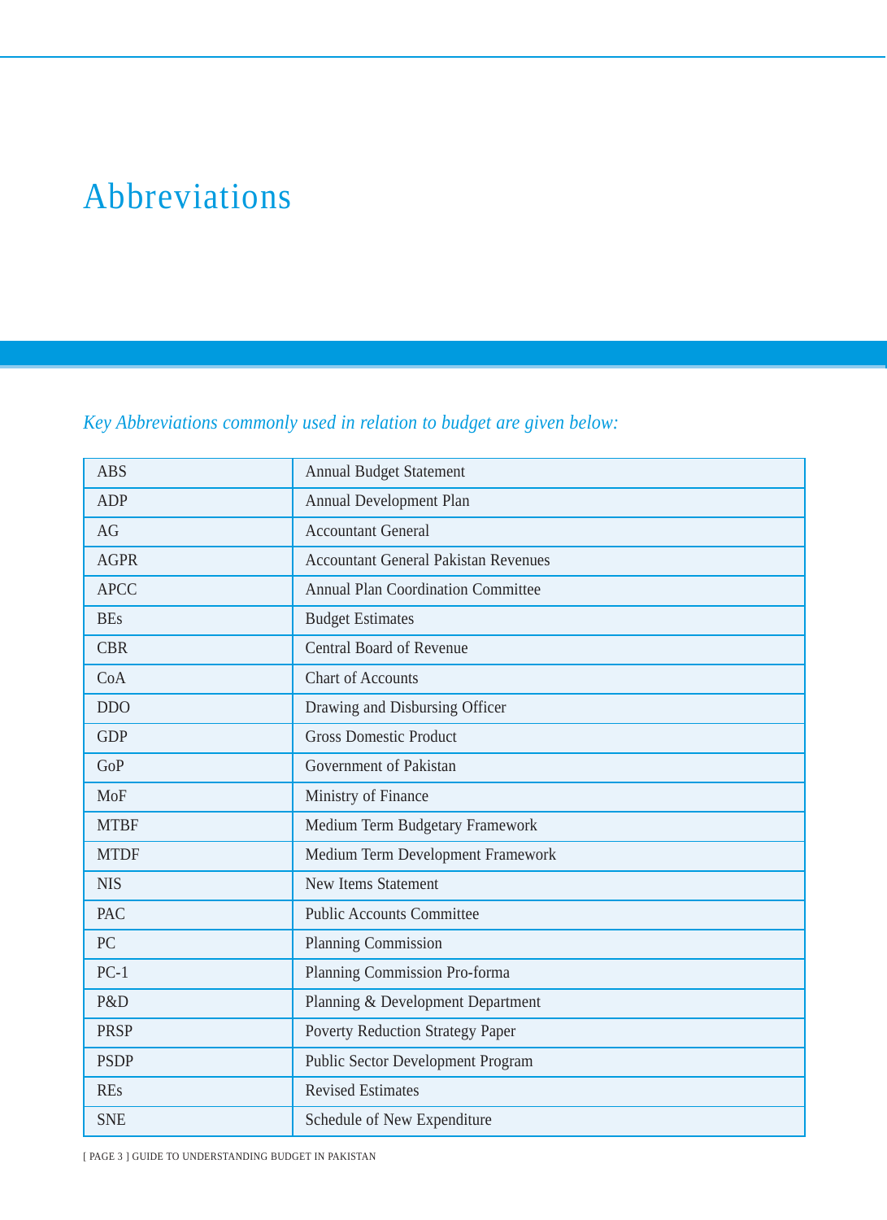# Abbreviations

*Key Abbreviations commonly used in relation to budget are given below:*

| | |
|---|---|
| ABS | Annual Budget Statement |
| ADP | Annual Development Plan |
| AG | Accountant General |
| AGPR | Accountant General Pakistan Revenues |
| APCC | Annual Plan Coordination Committee |
| BEs | Budget Estimates |
| CBR | Central Board of Revenue |
| CoA | Chart of Accounts |
| DDO | Drawing and Disbursing Officer |
| GDP | Gross Domestic Product |
| GoP | Government of Pakistan |
| MoF | Ministry of Finance |
| MTBF | Medium Term Budgetary Framework |
| MTDF | Medium Term Development Framework |
| NIS | New Items Statement |
| PAC | Public Accounts Committee |
| PC | Planning Commission |
| PC-1 | Planning Commission Pro-forma |
| P&D | Planning & Development Department |
| PRSP | Poverty Reduction Strategy Paper |
| PSDP | Public Sector Development Program |
| REs | Revised Estimates |
| SNE | Schedule of New Expenditure |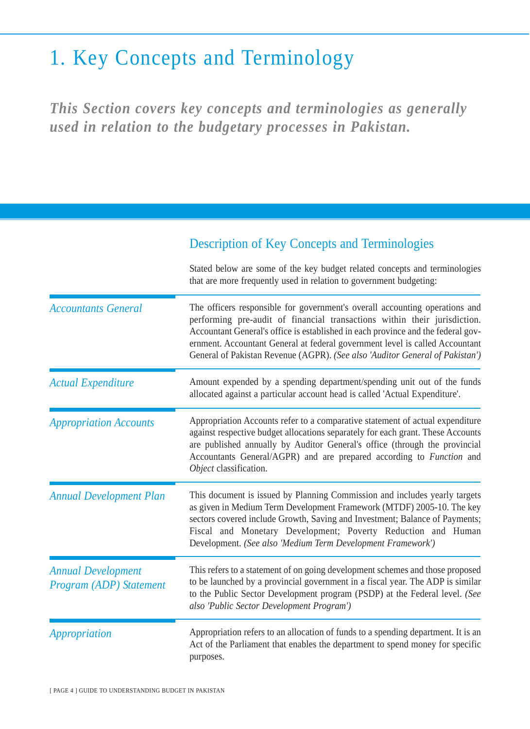# 1. Key Concepts and Terminology

***This Section covers key concepts and terminologies as generally used in relation to the budgetary processes in Pakistan.***

## Description of Key Concepts and Terminologies

Stated below are some of the key budget related concepts and terminologies that are more frequently used in relation to government budgeting:

### *Accountants General*

The officers responsible for government's overall accounting operations and performing pre-audit of financial transactions within their jurisdiction. Accountant General's office is established in each province and the federal government. Accountant General at federal government level is called Accountant General of Pakistan Revenue (AGPR). *(See also 'Auditor General of Pakistan')*

### *Actual Expenditure*

Amount expended by a spending department/spending unit out of the funds allocated against a particular account head is called 'Actual Expenditure'.

### *Appropriation Accounts*

Appropriation Accounts refer to a comparative statement of actual expenditure against respective budget allocations separately for each grant. These Accounts are published annually by Auditor General's office (through the provincial Accountants General/AGPR) and are prepared according to *Function* and *Object* classification.

### *Annual Development Plan*

This document is issued by Planning Commission and includes yearly targets as given in Medium Term Development Framework (MTDF) 2005-10. The key sectors covered include Growth, Saving and Investment; Balance of Payments; Fiscal and Monetary Development; Poverty Reduction and Human Development. *(See also 'Medium Term Development Framework')*

### *Annual Development Program (ADP) Statement*

This refers to a statement of on going development schemes and those proposed to be launched by a provincial government in a fiscal year. The ADP is similar to the Public Sector Development program (PSDP) at the Federal level. *(See also 'Public Sector Development Program')*

### *Appropriation*

Appropriation refers to an allocation of funds to a spending department. It is an Act of the Parliament that enables the department to spend money for specific purposes.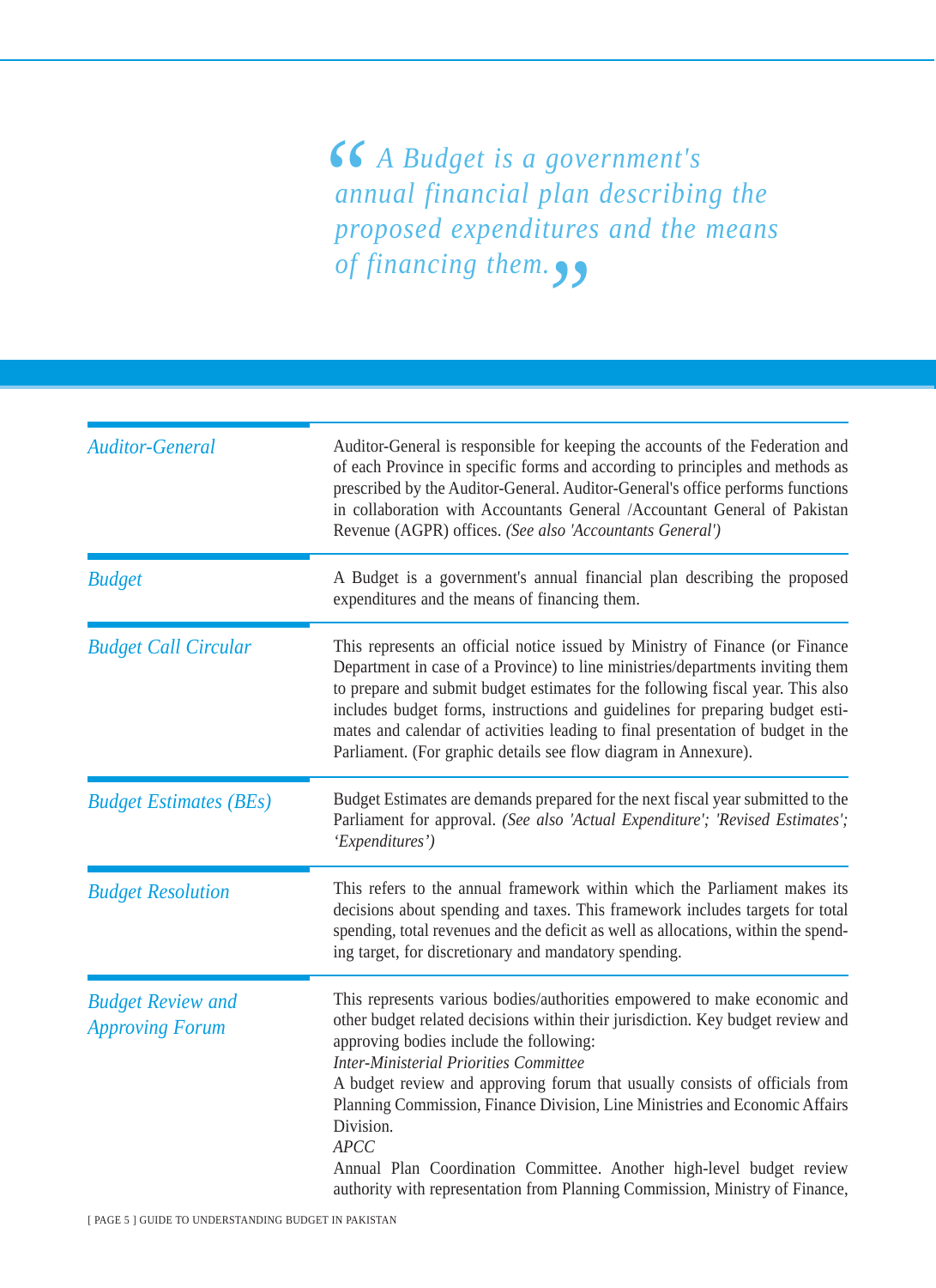> *A Budget is a government's annual financial plan describing the proposed expenditures and the means of financing them.*

| | |
|---|---|
| *Auditor-General* | Auditor-General is responsible for keeping the accounts of the Federation and of each Province in specific forms and according to principles and methods as prescribed by the Auditor-General. Auditor-General's office performs functions in collaboration with Accountants General /Accountant General of Pakistan Revenue (AGPR) offices. *(See also 'Accountants General')* |
| *Budget* | A Budget is a government's annual financial plan describing the proposed expenditures and the means of financing them. |
| *Budget Call Circular* | This represents an official notice issued by Ministry of Finance (or Finance Department in case of a Province) to line ministries/departments inviting them to prepare and submit budget estimates for the following fiscal year. This also includes budget forms, instructions and guidelines for preparing budget estimates and calendar of activities leading to final presentation of budget in the Parliament. (For graphic details see flow diagram in Annexure). |
| *Budget Estimates (BEs)* | Budget Estimates are demands prepared for the next fiscal year submitted to the Parliament for approval. *(See also 'Actual Expenditure'; 'Revised Estimates'; 'Expenditures')* |
| *Budget Resolution* | This refers to the annual framework within which the Parliament makes its decisions about spending and taxes. This framework includes targets for total spending, total revenues and the deficit as well as allocations, within the spending target, for discretionary and mandatory spending. |
| *Budget Review and Approving Forum* | This represents various bodies/authorities empowered to make economic and other budget related decisions within their jurisdiction. Key budget review and approving bodies include the following:<br>*Inter-Ministerial Priorities Committee*<br>A budget review and approving forum that usually consists of officials from Planning Commission, Finance Division, Line Ministries and Economic Affairs Division.<br>*APCC*<br>Annual Plan Coordination Committee. Another high-level budget review authority with representation from Planning Commission, Ministry of Finance, |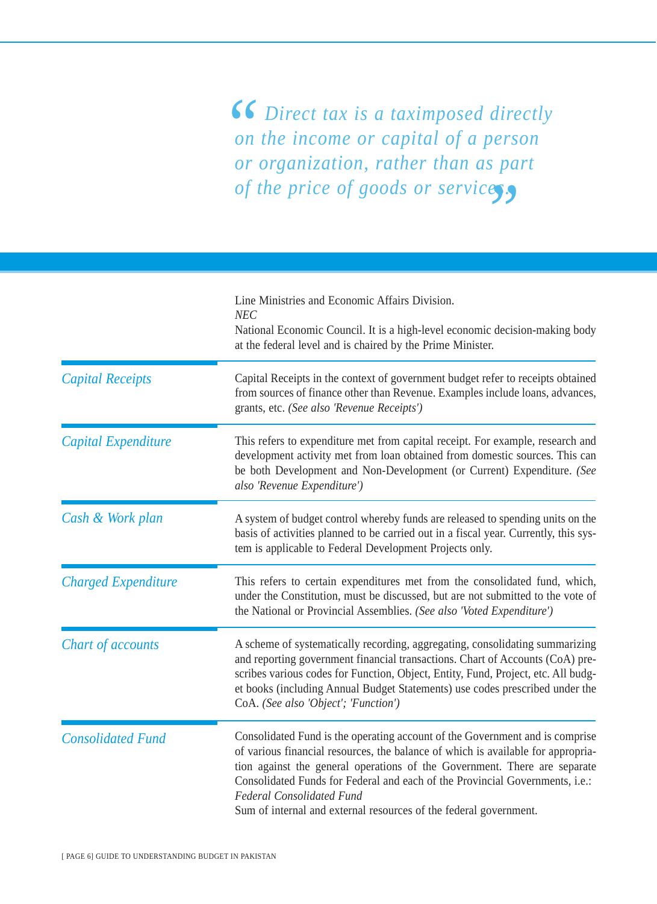> *"Direct tax is a taximposed directly on the income or capital of a person or organization, rather than as part of the price of goods or services."*

Line Ministries and Economic Affairs Division.

*NEC*

National Economic Council. It is a high-level economic decision-making body at the federal level and is chaired by the Prime Minister.

### *Capital Receipts*

Capital Receipts in the context of government budget refer to receipts obtained from sources of finance other than Revenue. Examples include loans, advances, grants, etc. *(See also 'Revenue Receipts')*

### *Capital Expenditure*

This refers to expenditure met from capital receipt. For example, research and development activity met from loan obtained from domestic sources. This can be both Development and Non-Development (or Current) Expenditure. *(See also 'Revenue Expenditure')*

### *Cash & Work plan*

A system of budget control whereby funds are released to spending units on the basis of activities planned to be carried out in a fiscal year. Currently, this system is applicable to Federal Development Projects only.

### *Charged Expenditure*

This refers to certain expenditures met from the consolidated fund, which, under the Constitution, must be discussed, but are not submitted to the vote of the National or Provincial Assemblies. *(See also 'Voted Expenditure')*

### *Chart of accounts*

A scheme of systematically recording, aggregating, consolidating summarizing and reporting government financial transactions. Chart of Accounts (CoA) prescribes various codes for Function, Object, Entity, Fund, Project, etc. All budget books (including Annual Budget Statements) use codes prescribed under the CoA. *(See also 'Object'; 'Function')*

### *Consolidated Fund*

Consolidated Fund is the operating account of the Government and is comprise of various financial resources, the balance of which is available for appropriation against the general operations of the Government. There are separate Consolidated Funds for Federal and each of the Provincial Governments, i.e.:

*Federal Consolidated Fund*

Sum of internal and external resources of the federal government.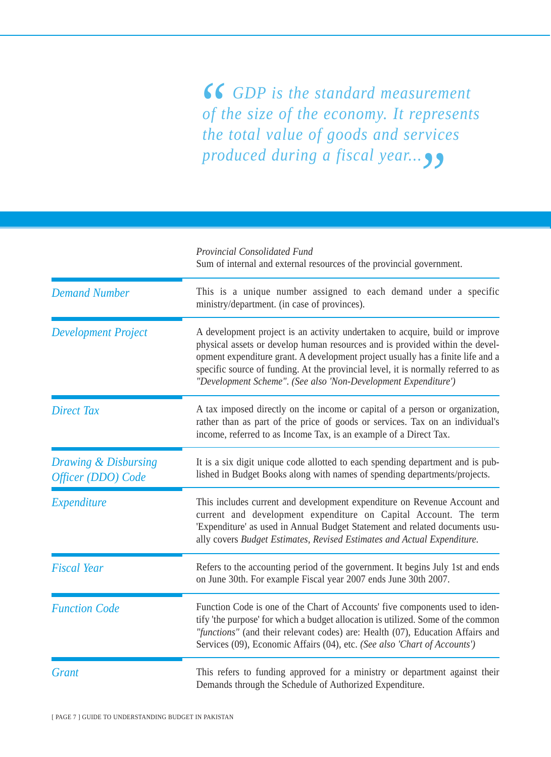> *“GDP is the standard measurement of the size of the economy. It represents the total value of goods and services produced during a fiscal year...”*

| | |
|---|---|
| | *Provincial Consolidated Fund*<br>Sum of internal and external resources of the provincial government. |
| *Demand Number* | This is a unique number assigned to each demand under a specific ministry/department. (in case of provinces). |
| *Development Project* | A development project is an activity undertaken to acquire, build or improve physical assets or develop human resources and is provided within the development expenditure grant. A development project usually has a finite life and a specific source of funding. At the provincial level, it is normally referred to as *"Development Scheme". (See also 'Non-Development Expenditure')* |
| *Direct Tax* | A tax imposed directly on the income or capital of a person or organization, rather than as part of the price of goods or services. Tax on an individual's income, referred to as Income Tax, is an example of a Direct Tax. |
| *Drawing & Disbursing Officer (DDO) Code* | It is a six digit unique code allotted to each spending department and is published in Budget Books along with names of spending departments/projects. |
| *Expenditure* | This includes current and development expenditure on Revenue Account and current and development expenditure on Capital Account. The term 'Expenditure' as used in Annual Budget Statement and related documents usually covers *Budget Estimates, Revised Estimates and Actual Expenditure.* |
| *Fiscal Year* | Refers to the accounting period of the government. It begins July 1st and ends on June 30th. For example Fiscal year 2007 ends June 30th 2007. |
| *Function Code* | Function Code is one of the Chart of Accounts' five components used to identify 'the purpose' for which a budget allocation is utilized. Some of the common *"functions"* (and their relevant codes) are: Health (07), Education Affairs and Services (09), Economic Affairs (04), etc. *(See also 'Chart of Accounts')* |
| *Grant* | This refers to funding approved for a ministry or department against their Demands through the Schedule of Authorized Expenditure. |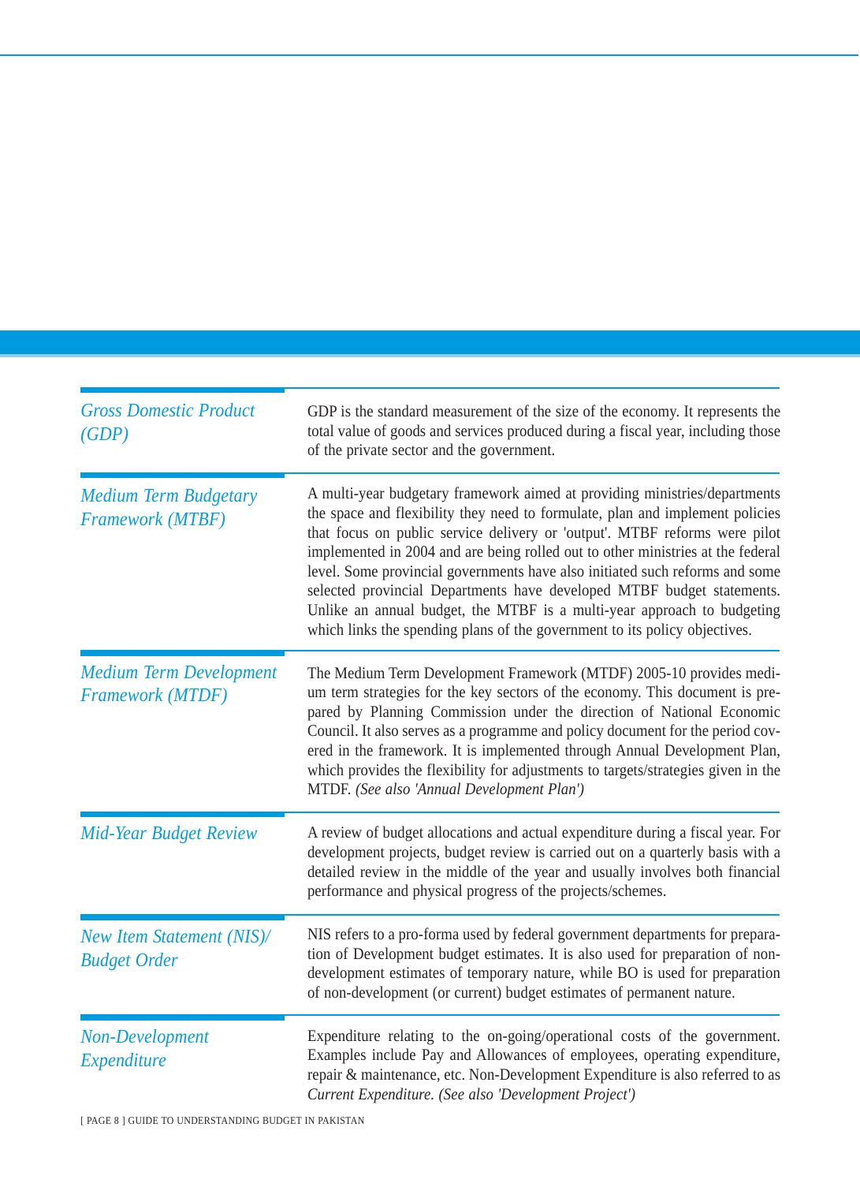| Term | Definition |
|---|---|
| *Gross Domestic Product (GDP)* | GDP is the standard measurement of the size of the economy. It represents the total value of goods and services produced during a fiscal year, including those of the private sector and the government. |
| *Medium Term Budgetary Framework (MTBF)* | A multi-year budgetary framework aimed at providing ministries/departments the space and flexibility they need to formulate, plan and implement policies that focus on public service delivery or 'output'. MTBF reforms were pilot implemented in 2004 and are being rolled out to other ministries at the federal level. Some provincial governments have also initiated such reforms and some selected provincial Departments have developed MTBF budget statements. Unlike an annual budget, the MTBF is a multi-year approach to budgeting which links the spending plans of the government to its policy objectives. |
| *Medium Term Development Framework (MTDF)* | The Medium Term Development Framework (MTDF) 2005-10 provides medium term strategies for the key sectors of the economy. This document is prepared by Planning Commission under the direction of National Economic Council. It also serves as a programme and policy document for the period covered in the framework. It is implemented through Annual Development Plan, which provides the flexibility for adjustments to targets/strategies given in the MTDF. *(See also 'Annual Development Plan')* |
| *Mid-Year Budget Review* | A review of budget allocations and actual expenditure during a fiscal year. For development projects, budget review is carried out on a quarterly basis with a detailed review in the middle of the year and usually involves both financial performance and physical progress of the projects/schemes. |
| *New Item Statement (NIS)/ Budget Order* | NIS refers to a pro-forma used by federal government departments for preparation of Development budget estimates. It is also used for preparation of non-development estimates of temporary nature, while BO is used for preparation of non-development (or current) budget estimates of permanent nature. |
| *Non-Development Expenditure* | Expenditure relating to the on-going/operational costs of the government. Examples include Pay and Allowances of employees, operating expenditure, repair & maintenance, etc. Non-Development Expenditure is also referred to as *Current Expenditure. (See also 'Development Project')* |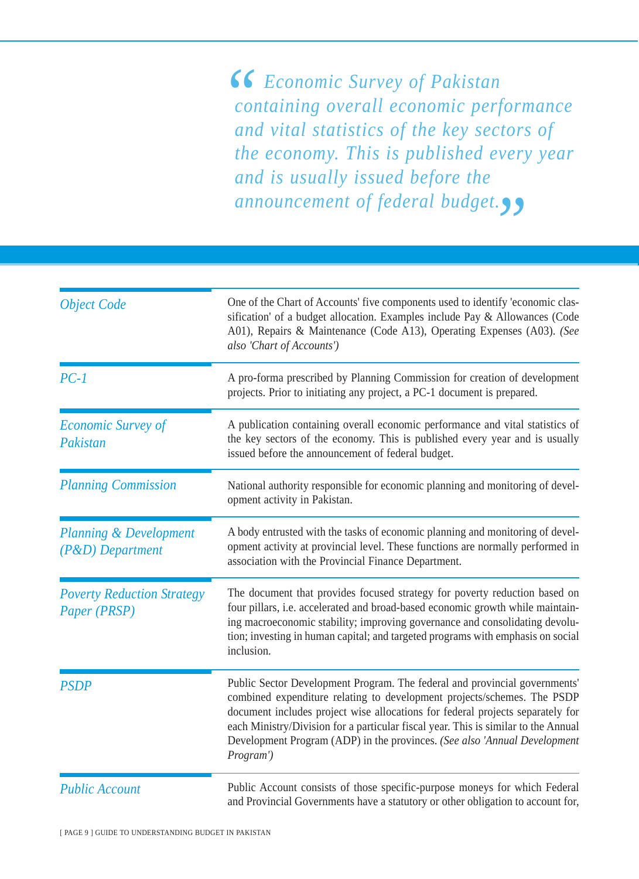> *"Economic Survey of Pakistan containing overall economic performance and vital statistics of the key sectors of the economy. This is published every year and is usually issued before the announcement of federal budget."*

| Term | Definition |
|---|---|
| *Object Code* | One of the Chart of Accounts' five components used to identify 'economic classification' of a budget allocation. Examples include Pay & Allowances (Code A01), Repairs & Maintenance (Code A13), Operating Expenses (A03). *(See also 'Chart of Accounts')* |
| *PC-1* | A pro-forma prescribed by Planning Commission for creation of development projects. Prior to initiating any project, a PC-1 document is prepared. |
| *Economic Survey of Pakistan* | A publication containing overall economic performance and vital statistics of the key sectors of the economy. This is published every year and is usually issued before the announcement of federal budget. |
| *Planning Commission* | National authority responsible for economic planning and monitoring of development activity in Pakistan. |
| *Planning & Development (P&D) Department* | A body entrusted with the tasks of economic planning and monitoring of development activity at provincial level. These functions are normally performed in association with the Provincial Finance Department. |
| *Poverty Reduction Strategy Paper (PRSP)* | The document that provides focused strategy for poverty reduction based on four pillars, i.e. accelerated and broad-based economic growth while maintaining macroeconomic stability; improving governance and consolidating devolution; investing in human capital; and targeted programs with emphasis on social inclusion. |
| *PSDP* | Public Sector Development Program. The federal and provincial governments' combined expenditure relating to development projects/schemes. The PSDP document includes project wise allocations for federal projects separately for each Ministry/Division for a particular fiscal year. This is similar to the Annual Development Program (ADP) in the provinces. *(See also 'Annual Development Program')* |
| *Public Account* | Public Account consists of those specific-purpose moneys for which Federal and Provincial Governments have a statutory or other obligation to account for, |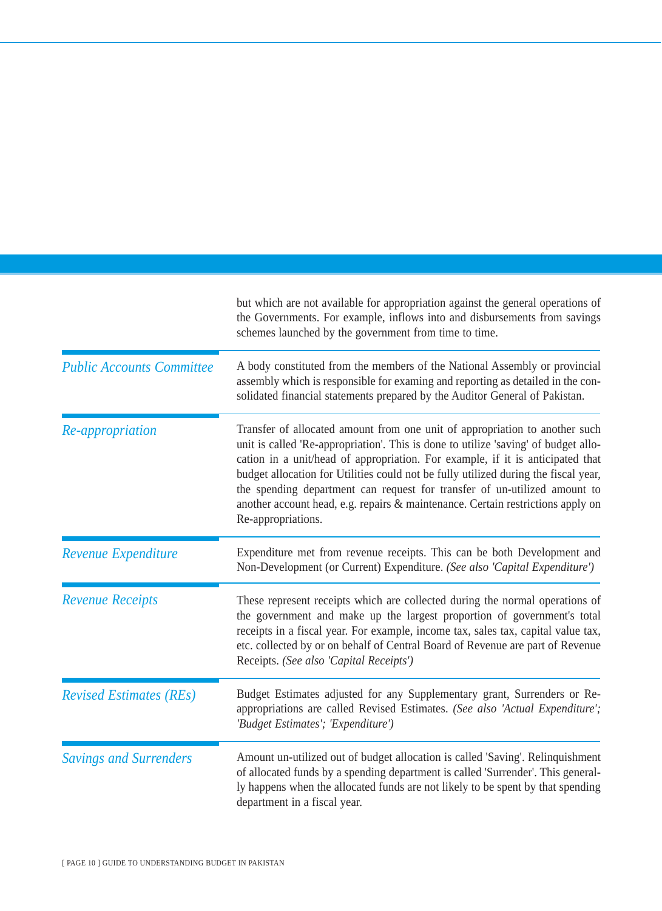but which are not available for appropriation against the general operations of the Governments. For example, inflows into and disbursements from savings schemes launched by the government from time to time.

### *Public Accounts Committee*

A body constituted from the members of the National Assembly or provincial assembly which is responsible for examing and reporting as detailed in the consolidated financial statements prepared by the Auditor General of Pakistan.

### *Re-appropriation*

Transfer of allocated amount from one unit of appropriation to another such unit is called 'Re-appropriation'. This is done to utilize 'saving' of budget allocation in a unit/head of appropriation. For example, if it is anticipated that budget allocation for Utilities could not be fully utilized during the fiscal year, the spending department can request for transfer of un-utilized amount to another account head, e.g. repairs & maintenance. Certain restrictions apply on Re-appropriations.

### *Revenue Expenditure*

Expenditure met from revenue receipts. This can be both Development and Non-Development (or Current) Expenditure. *(See also 'Capital Expenditure')*

### *Revenue Receipts*

These represent receipts which are collected during the normal operations of the government and make up the largest proportion of government's total receipts in a fiscal year. For example, income tax, sales tax, capital value tax, etc. collected by or on behalf of Central Board of Revenue are part of Revenue Receipts. *(See also 'Capital Receipts')*

### *Revised Estimates (REs)*

Budget Estimates adjusted for any Supplementary grant, Surrenders or Re-appropriations are called Revised Estimates. *(See also 'Actual Expenditure'; 'Budget Estimates'; 'Expenditure')*

### *Savings and Surrenders*

Amount un-utilized out of budget allocation is called 'Saving'. Relinquishment of allocated funds by a spending department is called 'Surrender'. This generally happens when the allocated funds are not likely to be spent by that spending department in a fiscal year.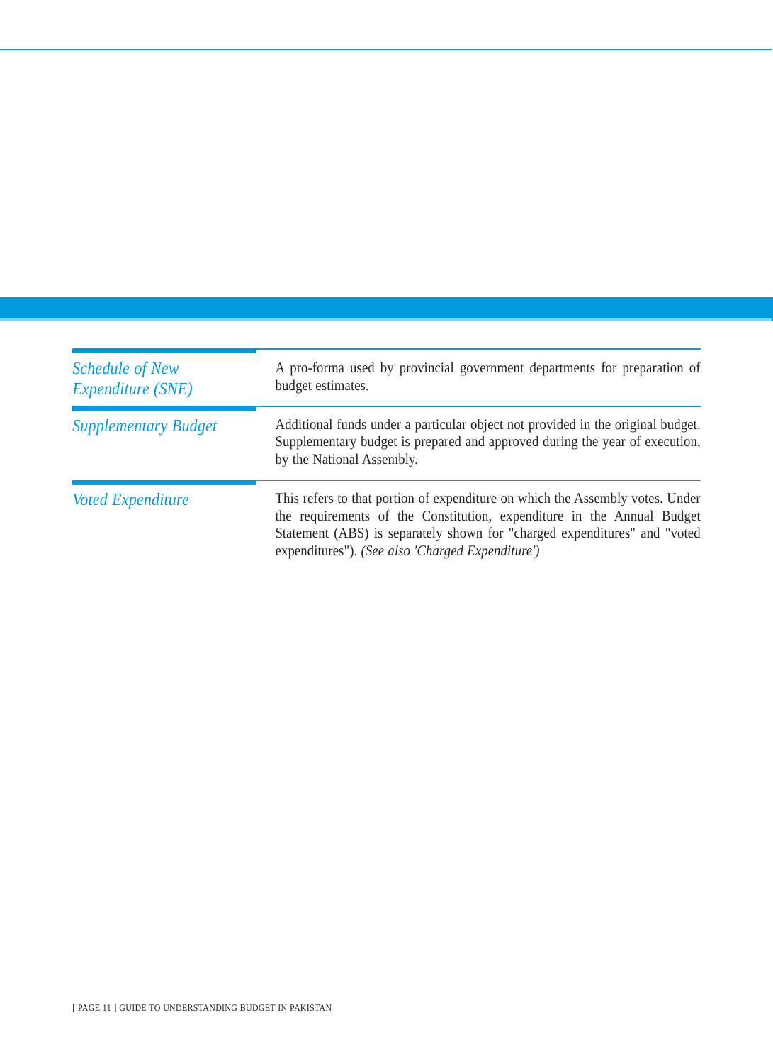| | |
|---|---|
| *Schedule of New Expenditure (SNE)* | A pro-forma used by provincial government departments for preparation of budget estimates. |
| *Supplementary Budget* | Additional funds under a particular object not provided in the original budget. Supplementary budget is prepared and approved during the year of execution, by the National Assembly. |
| *Voted Expenditure* | This refers to that portion of expenditure on which the Assembly votes. Under the requirements of the Constitution, expenditure in the Annual Budget Statement (ABS) is separately shown for "charged expenditures" and "voted expenditures"). *(See also 'Charged Expenditure')* |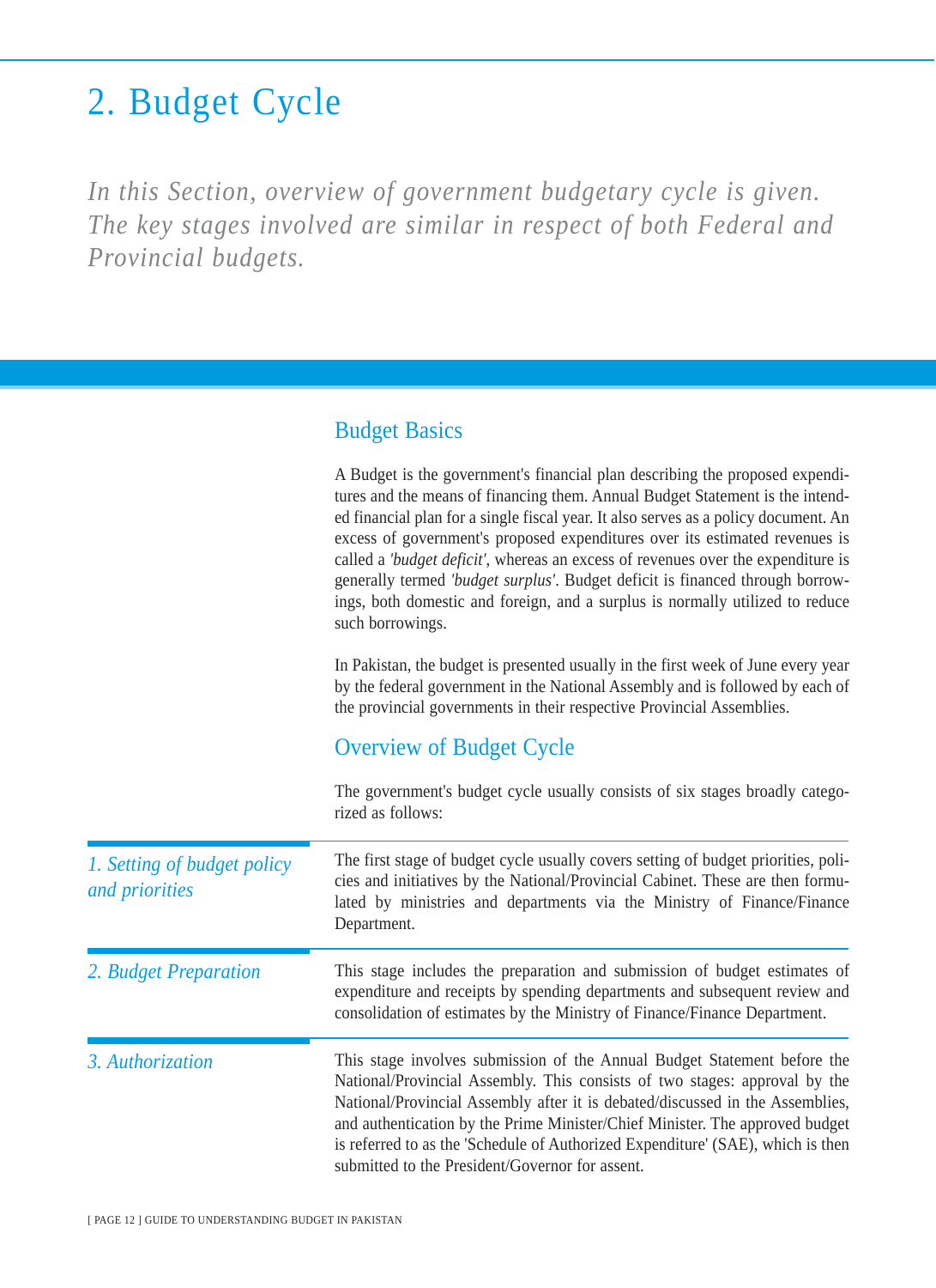# 2. Budget Cycle

*In this Section, overview of government budgetary cycle is given. The key stages involved are similar in respect of both Federal and Provincial budgets.*

## Budget Basics

A Budget is the government's financial plan describing the proposed expenditures and the means of financing them. Annual Budget Statement is the intended financial plan for a single fiscal year. It also serves as a policy document. An excess of government's proposed expenditures over its estimated revenues is called a *'budget deficit'*, whereas an excess of revenues over the expenditure is generally termed *'budget surplus'*. Budget deficit is financed through borrowings, both domestic and foreign, and a surplus is normally utilized to reduce such borrowings.

In Pakistan, the budget is presented usually in the first week of June every year by the federal government in the National Assembly and is followed by each of the provincial governments in their respective Provincial Assemblies.

## Overview of Budget Cycle

The government's budget cycle usually consists of six stages broadly categorized as follows:

### *1. Setting of budget policy and priorities*

The first stage of budget cycle usually covers setting of budget priorities, policies and initiatives by the National/Provincial Cabinet. These are then formulated by ministries and departments via the Ministry of Finance/Finance Department.

### *2. Budget Preparation*

This stage includes the preparation and submission of budget estimates of expenditure and receipts by spending departments and subsequent review and consolidation of estimates by the Ministry of Finance/Finance Department.

### *3. Authorization*

This stage involves submission of the Annual Budget Statement before the National/Provincial Assembly. This consists of two stages: approval by the National/Provincial Assembly after it is debated/discussed in the Assemblies, and authentication by the Prime Minister/Chief Minister. The approved budget is referred to as the 'Schedule of Authorized Expenditure' (SAE), which is then submitted to the President/Governor for assent.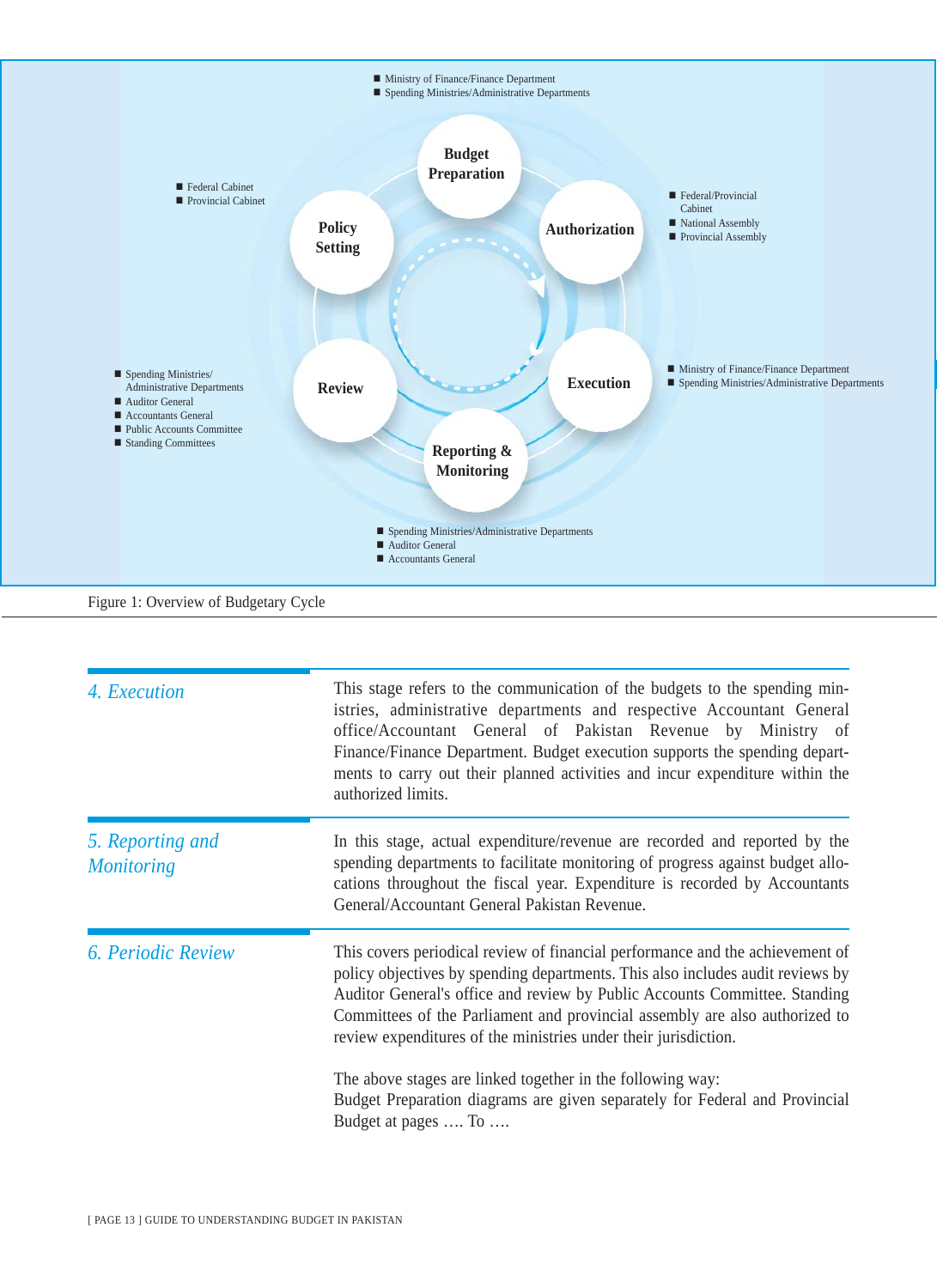- Ministry of Finance/Finance Department
- Spending Ministries/Administrative Departments

**Budget Preparation**

- Federal Cabinet
- Provincial Cabinet

**Policy Setting**

**Authorization**

- Federal/Provincial Cabinet
- National Assembly
- Provincial Assembly

**Execution**

- Ministry of Finance/Finance Department
- Spending Ministries/Administrative Departments

**Review**

- Spending Ministries/ Administrative Departments
- Auditor General
- Accountants General
- Public Accounts Committee
- Standing Committees

**Reporting & Monitoring**

- Spending Ministries/Administrative Departments
- Auditor General
- Accountants General

Figure 1: Overview of Budgetary Cycle

| | |
|---|---|
| *4. Execution* | This stage refers to the communication of the budgets to the spending ministries, administrative departments and respective Accountant General office/Accountant General of Pakistan Revenue by Ministry of Finance/Finance Department. Budget execution supports the spending departments to carry out their planned activities and incur expenditure within the authorized limits. |
| *5. Reporting and Monitoring* | In this stage, actual expenditure/revenue are recorded and reported by the spending departments to facilitate monitoring of progress against budget allocations throughout the fiscal year. Expenditure is recorded by Accountants General/Accountant General Pakistan Revenue. |
| *6. Periodic Review* | This covers periodical review of financial performance and the achievement of policy objectives by spending departments. This also includes audit reviews by Auditor General's office and review by Public Accounts Committee. Standing Committees of the Parliament and provincial assembly are also authorized to review expenditures of the ministries under their jurisdiction. |

The above stages are linked together in the following way:
Budget Preparation diagrams are given separately for Federal and Provincial Budget at pages …. To ….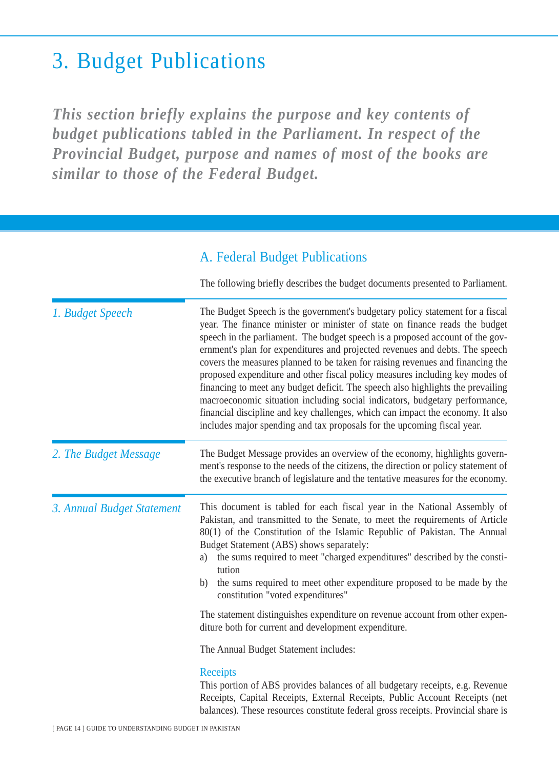# 3. Budget Publications

***This section briefly explains the purpose and key contents of budget publications tabled in the Parliament. In respect of the Provincial Budget, purpose and names of most of the books are similar to those of the Federal Budget.***

## A. Federal Budget Publications

The following briefly describes the budget documents presented to Parliament.

### *1. Budget Speech*

The Budget Speech is the government's budgetary policy statement for a fiscal year. The finance minister or minister of state on finance reads the budget speech in the parliament. The budget speech is a proposed account of the government's plan for expenditures and projected revenues and debts. The speech covers the measures planned to be taken for raising revenues and financing the proposed expenditure and other fiscal policy measures including key modes of financing to meet any budget deficit. The speech also highlights the prevailing macroeconomic situation including social indicators, budgetary performance, financial discipline and key challenges, which can impact the economy. It also includes major spending and tax proposals for the upcoming fiscal year.

### *2. The Budget Message*

The Budget Message provides an overview of the economy, highlights government's response to the needs of the citizens, the direction or policy statement of the executive branch of legislature and the tentative measures for the economy.

### *3. Annual Budget Statement*

This document is tabled for each fiscal year in the National Assembly of Pakistan, and transmitted to the Senate, to meet the requirements of Article 80(1) of the Constitution of the Islamic Republic of Pakistan. The Annual Budget Statement (ABS) shows separately:

a) the sums required to meet "charged expenditures" described by the constitution
b) the sums required to meet other expenditure proposed to be made by the constitution "voted expenditures"

The statement distinguishes expenditure on revenue account from other expenditure both for current and development expenditure.

The Annual Budget Statement includes:

#### Receipts

This portion of ABS provides balances of all budgetary receipts, e.g. Revenue Receipts, Capital Receipts, External Receipts, Public Account Receipts (net balances). These resources constitute federal gross receipts. Provincial share is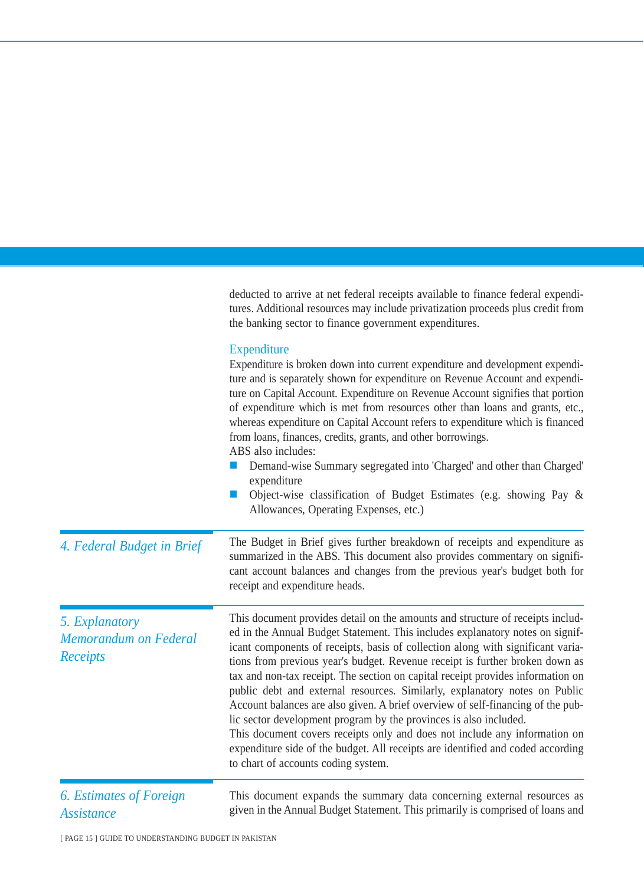deducted to arrive at net federal receipts available to finance federal expenditures. Additional resources may include privatization proceeds plus credit from the banking sector to finance government expenditures.

### Expenditure

Expenditure is broken down into current expenditure and development expenditure and is separately shown for expenditure on Revenue Account and expenditure on Capital Account. Expenditure on Revenue Account signifies that portion of expenditure which is met from resources other than loans and grants, etc., whereas expenditure on Capital Account refers to expenditure which is financed from loans, finances, credits, grants, and other borrowings.

ABS also includes:

- Demand-wise Summary segregated into 'Charged' and other than Charged' expenditure
- Object-wise classification of Budget Estimates (e.g. showing Pay & Allowances, Operating Expenses, etc.)

## *4. Federal Budget in Brief*

The Budget in Brief gives further breakdown of receipts and expenditure as summarized in the ABS. This document also provides commentary on significant account balances and changes from the previous year's budget both for receipt and expenditure heads.

## *5. Explanatory Memorandum on Federal Receipts*

This document provides detail on the amounts and structure of receipts included in the Annual Budget Statement. This includes explanatory notes on significant components of receipts, basis of collection along with significant variations from previous year's budget. Revenue receipt is further broken down as tax and non-tax receipt. The section on capital receipt provides information on public debt and external resources. Similarly, explanatory notes on Public Account balances are also given. A brief overview of self-financing of the public sector development program by the provinces is also included.

This document covers receipts only and does not include any information on expenditure side of the budget. All receipts are identified and coded according to chart of accounts coding system.

## *6. Estimates of Foreign Assistance*

This document expands the summary data concerning external resources as given in the Annual Budget Statement. This primarily is comprised of loans and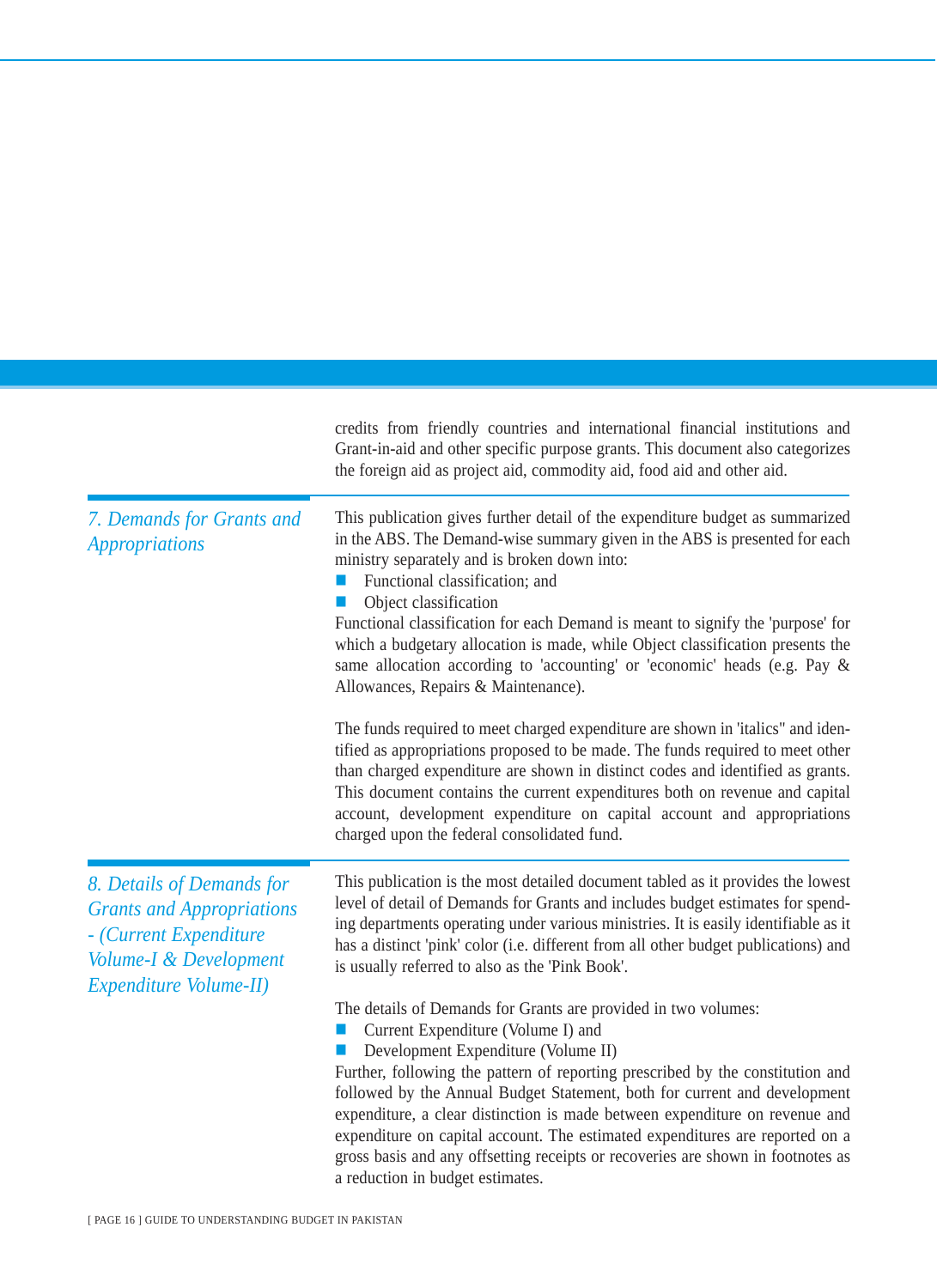credits from friendly countries and international financial institutions and Grant-in-aid and other specific purpose grants. This document also categorizes the foreign aid as project aid, commodity aid, food aid and other aid.

### *7. Demands for Grants and Appropriations*

This publication gives further detail of the expenditure budget as summarized in the ABS. The Demand-wise summary given in the ABS is presented for each ministry separately and is broken down into:

- Functional classification; and
- Object classification

Functional classification for each Demand is meant to signify the 'purpose' for which a budgetary allocation is made, while Object classification presents the same allocation according to 'accounting' or 'economic' heads (e.g. Pay & Allowances, Repairs & Maintenance).

The funds required to meet charged expenditure are shown in 'italics" and identified as appropriations proposed to be made. The funds required to meet other than charged expenditure are shown in distinct codes and identified as grants. This document contains the current expenditures both on revenue and capital account, development expenditure on capital account and appropriations charged upon the federal consolidated fund.

### *8. Details of Demands for Grants and Appropriations - (Current Expenditure Volume-I & Development Expenditure Volume-II)*

This publication is the most detailed document tabled as it provides the lowest level of detail of Demands for Grants and includes budget estimates for spending departments operating under various ministries. It is easily identifiable as it has a distinct 'pink' color (i.e. different from all other budget publications) and is usually referred to also as the 'Pink Book'.

The details of Demands for Grants are provided in two volumes:

- Current Expenditure (Volume I) and
- Development Expenditure (Volume II)

Further, following the pattern of reporting prescribed by the constitution and followed by the Annual Budget Statement, both for current and development expenditure, a clear distinction is made between expenditure on revenue and expenditure on capital account. The estimated expenditures are reported on a gross basis and any offsetting receipts or recoveries are shown in footnotes as a reduction in budget estimates.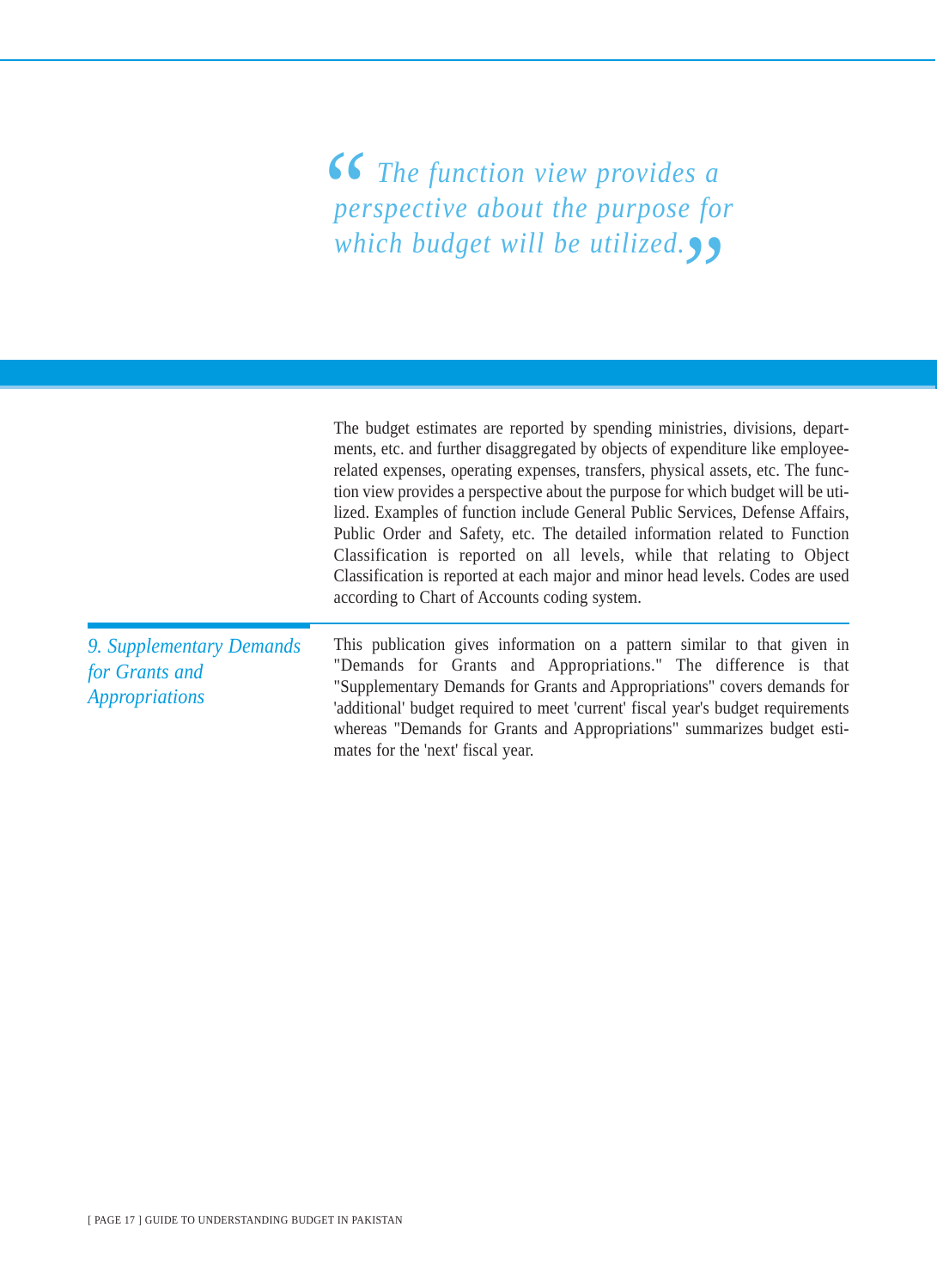> *"The function view provides a perspective about the purpose for which budget will be utilized."*

The budget estimates are reported by spending ministries, divisions, departments, etc. and further disaggregated by objects of expenditure like employee-related expenses, operating expenses, transfers, physical assets, etc. The function view provides a perspective about the purpose for which budget will be utilized. Examples of function include General Public Services, Defense Affairs, Public Order and Safety, etc. The detailed information related to Function Classification is reported on all levels, while that relating to Object Classification is reported at each major and minor head levels. Codes are used according to Chart of Accounts coding system.

## *9. Supplementary Demands for Grants and Appropriations*

This publication gives information on a pattern similar to that given in "Demands for Grants and Appropriations." The difference is that "Supplementary Demands for Grants and Appropriations" covers demands for 'additional' budget required to meet 'current' fiscal year's budget requirements whereas "Demands for Grants and Appropriations" summarizes budget estimates for the 'next' fiscal year.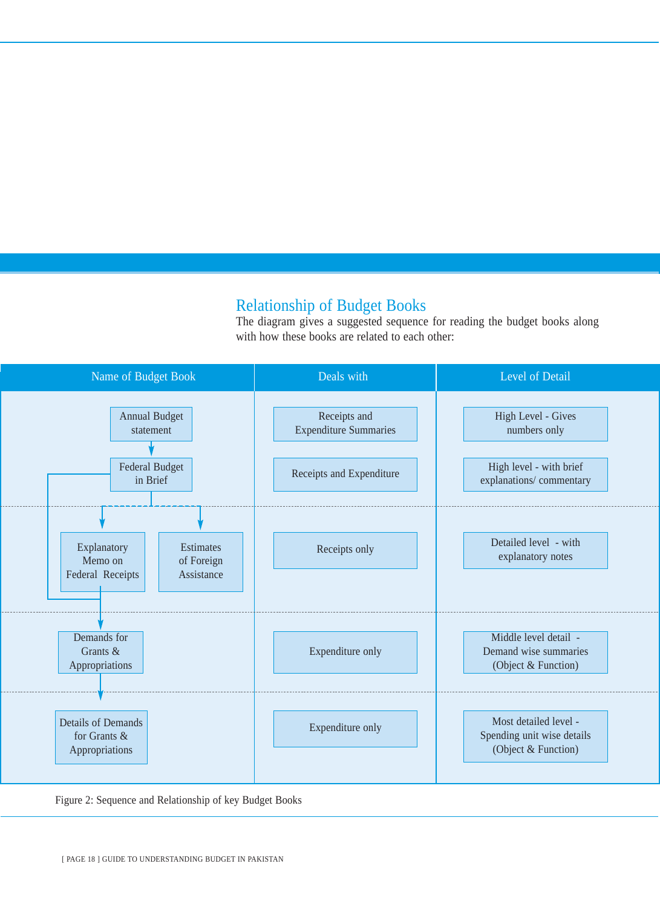## Relationship of Budget Books

The diagram gives a suggested sequence for reading the budget books along with how these books are related to each other:

| Name of Budget Book | Deals with | Level of Detail |
|---|---|---|
| Annual Budget statement | Receipts and Expenditure Summaries | High Level - Gives numbers only |
| Federal Budget in Brief | Receipts and Expenditure | High level - with brief explanations/ commentary |
| Explanatory Memo on Federal Receipts; Estimates of Foreign Assistance | Receipts only | Detailed level - with explanatory notes |
| Demands for Grants & Appropriations | Expenditure only | Middle level detail - Demand wise summaries (Object & Function) |
| Details of Demands for Grants & Appropriations | Expenditure only | Most detailed level - Spending unit wise details (Object & Function) |

Figure 2: Sequence and Relationship of key Budget Books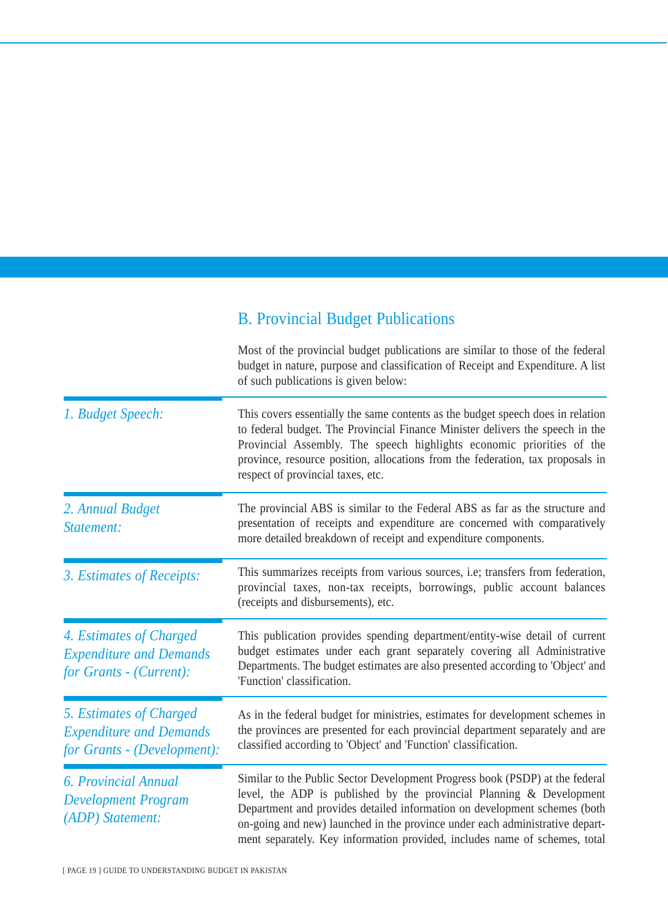## B. Provincial Budget Publications

Most of the provincial budget publications are similar to those of the federal budget in nature, purpose and classification of Receipt and Expenditure. A list of such publications is given below:

*1. Budget Speech:*

This covers essentially the same contents as the budget speech does in relation to federal budget. The Provincial Finance Minister delivers the speech in the Provincial Assembly. The speech highlights economic priorities of the province, resource position, allocations from the federation, tax proposals in respect of provincial taxes, etc.

*2. Annual Budget Statement:*

The provincial ABS is similar to the Federal ABS as far as the structure and presentation of receipts and expenditure are concerned with comparatively more detailed breakdown of receipt and expenditure components.

*3. Estimates of Receipts:*

This summarizes receipts from various sources, i.e; transfers from federation, provincial taxes, non-tax receipts, borrowings, public account balances (receipts and disbursements), etc.

*4. Estimates of Charged Expenditure and Demands for Grants - (Current):*

This publication provides spending department/entity-wise detail of current budget estimates under each grant separately covering all Administrative Departments. The budget estimates are also presented according to 'Object' and 'Function' classification.

*5. Estimates of Charged Expenditure and Demands for Grants - (Development):*

As in the federal budget for ministries, estimates for development schemes in the provinces are presented for each provincial department separately and are classified according to 'Object' and 'Function' classification.

*6. Provincial Annual Development Program (ADP) Statement:*

Similar to the Public Sector Development Progress book (PSDP) at the federal level, the ADP is published by the provincial Planning & Development Department and provides detailed information on development schemes (both on-going and new) launched in the province under each administrative department separately. Key information provided, includes name of schemes, total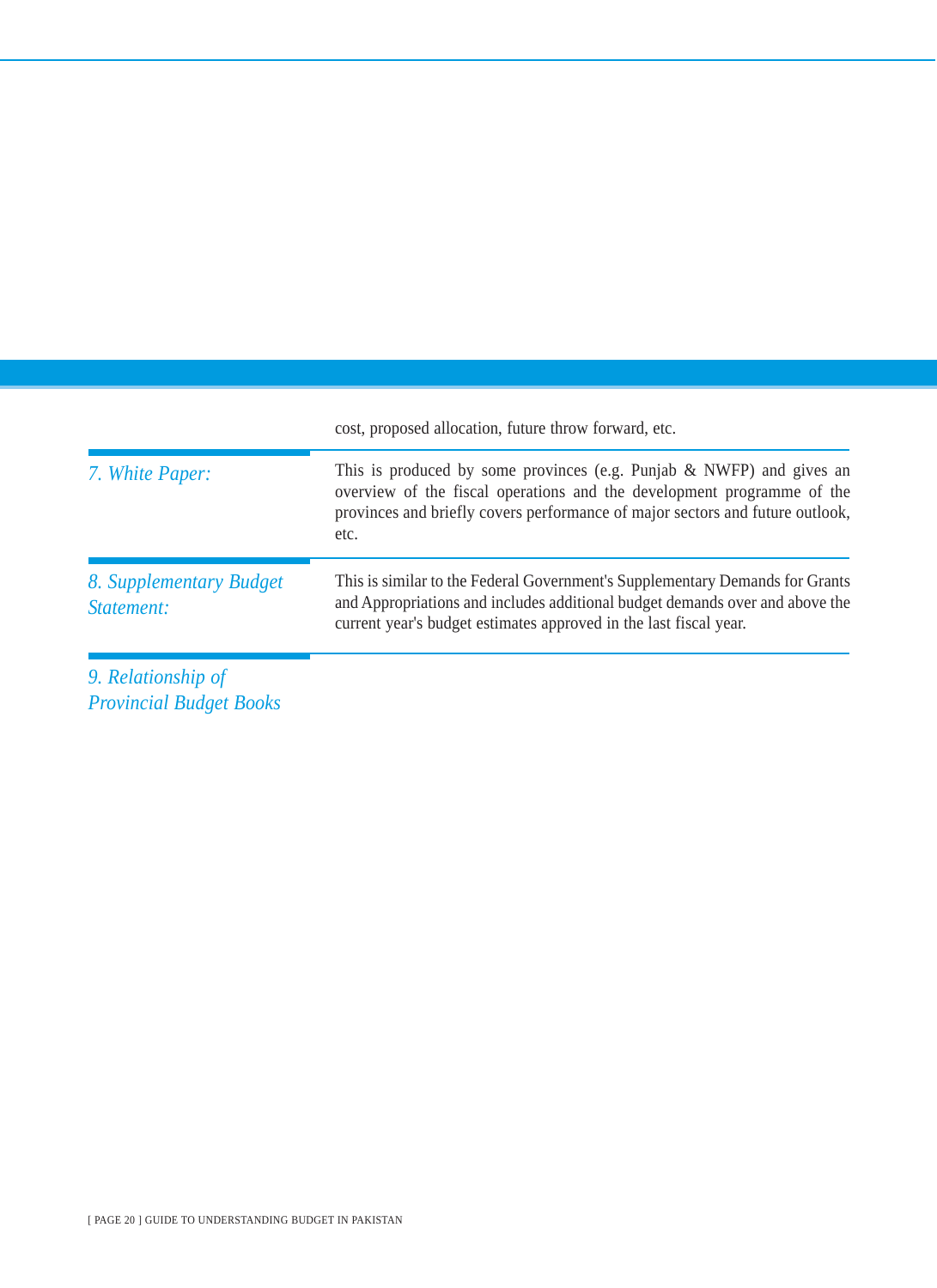cost, proposed allocation, future throw forward, etc.

| | |
|---|---|
| *7. White Paper:* | This is produced by some provinces (e.g. Punjab & NWFP) and gives an overview of the fiscal operations and the development programme of the provinces and briefly covers performance of major sectors and future outlook, etc. |
| *8. Supplementary Budget Statement:* | This is similar to the Federal Government's Supplementary Demands for Grants and Appropriations and includes additional budget demands over and above the current year's budget estimates approved in the last fiscal year. |

### *9. Relationship of Provincial Budget Books*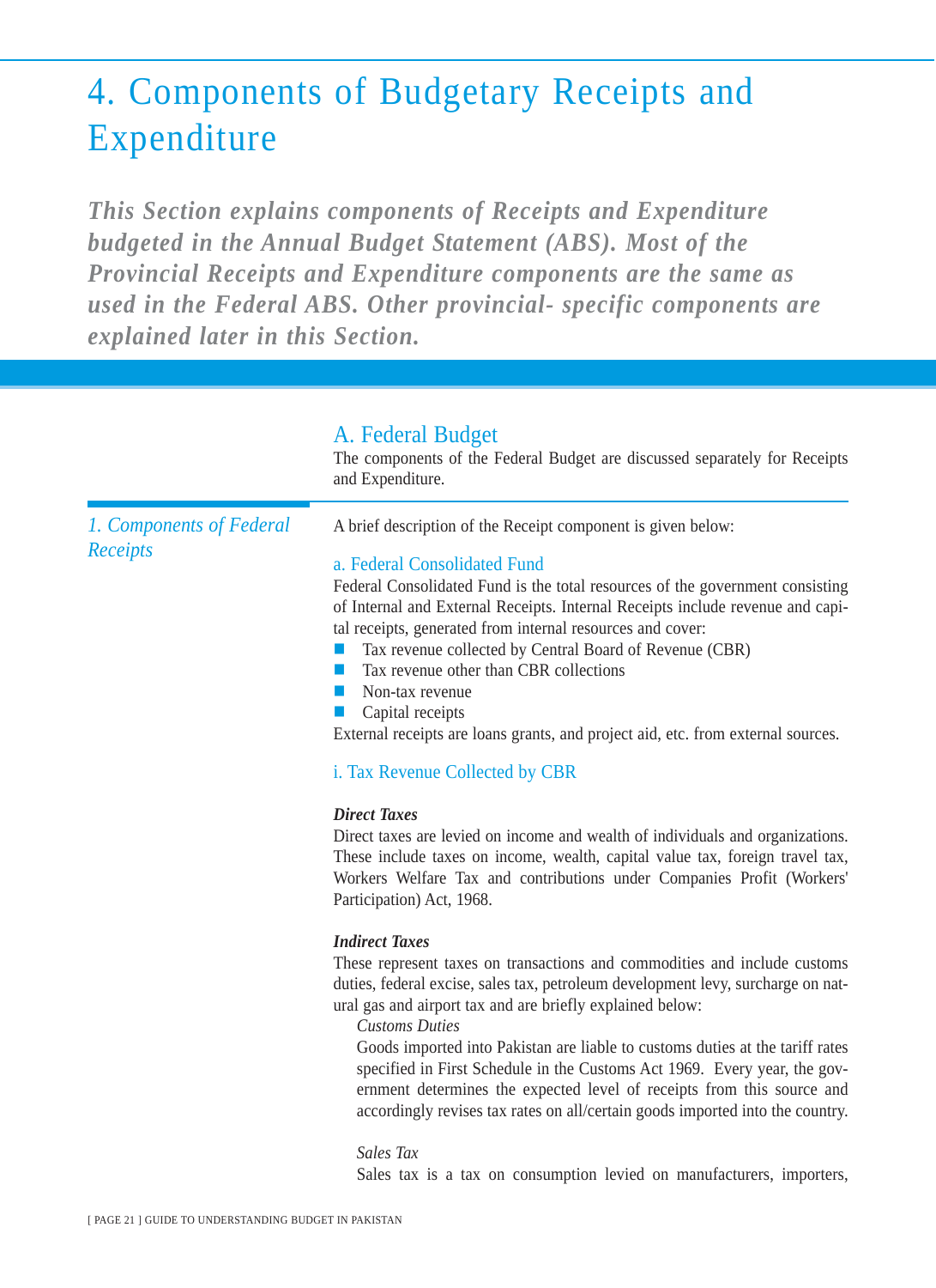# 4. Components of Budgetary Receipts and Expenditure

***This Section explains components of Receipts and Expenditure budgeted in the Annual Budget Statement (ABS). Most of the Provincial Receipts and Expenditure components are the same as used in the Federal ABS. Other provincial- specific components are explained later in this Section.***

## A. Federal Budget

The components of the Federal Budget are discussed separately for Receipts and Expenditure.

### *1. Components of Federal Receipts*

A brief description of the Receipt component is given below:

#### a. Federal Consolidated Fund

Federal Consolidated Fund is the total resources of the government consisting of Internal and External Receipts. Internal Receipts include revenue and capital receipts, generated from internal resources and cover:

- Tax revenue collected by Central Board of Revenue (CBR)
- Tax revenue other than CBR collections
- Non-tax revenue
- Capital receipts

External receipts are loans grants, and project aid, etc. from external sources.

#### i. Tax Revenue Collected by CBR

***Direct Taxes***

Direct taxes are levied on income and wealth of individuals and organizations. These include taxes on income, wealth, capital value tax, foreign travel tax, Workers Welfare Tax and contributions under Companies Profit (Workers' Participation) Act, 1968.

***Indirect Taxes***

These represent taxes on transactions and commodities and include customs duties, federal excise, sales tax, petroleum development levy, surcharge on natural gas and airport tax and are briefly explained below:

*Customs Duties*

Goods imported into Pakistan are liable to customs duties at the tariff rates specified in First Schedule in the Customs Act 1969. Every year, the government determines the expected level of receipts from this source and accordingly revises tax rates on all/certain goods imported into the country.

*Sales Tax*

Sales tax is a tax on consumption levied on manufacturers, importers,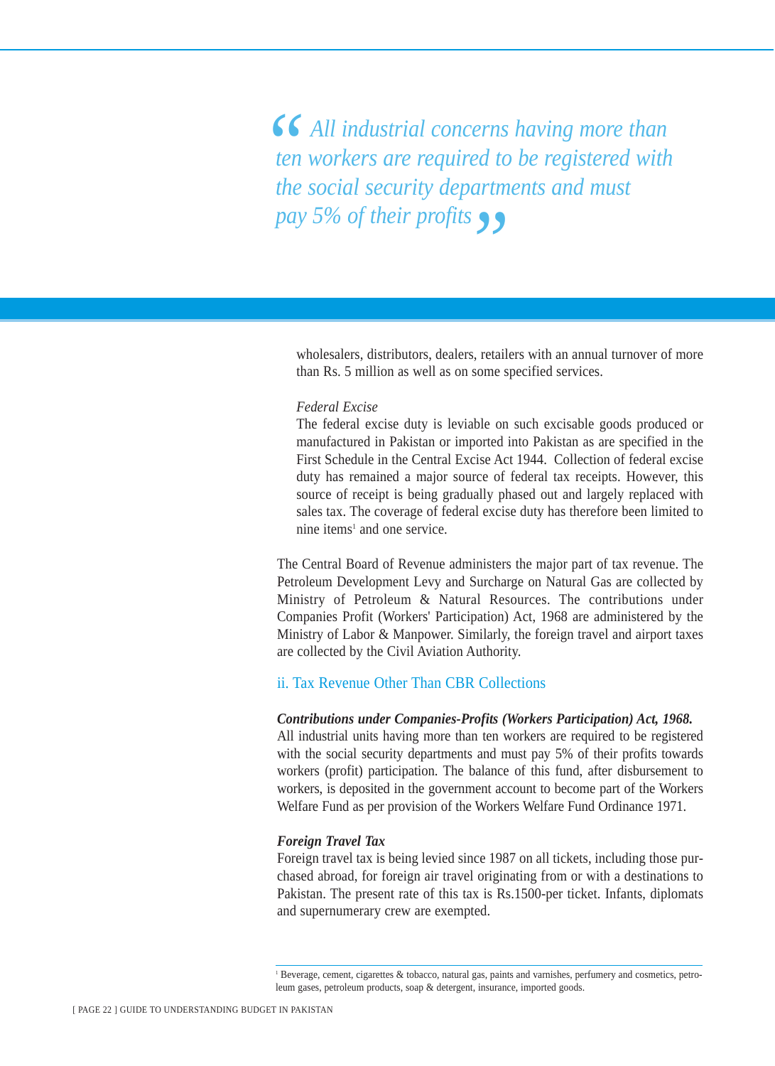> *All industrial concerns having more than ten workers are required to be registered with the social security departments and must pay 5% of their profits*

wholesalers, distributors, dealers, retailers with an annual turnover of more than Rs. 5 million as well as on some specified services.

*Federal Excise*

The federal excise duty is leviable on such excisable goods produced or manufactured in Pakistan or imported into Pakistan as are specified in the First Schedule in the Central Excise Act 1944. Collection of federal excise duty has remained a major source of federal tax receipts. However, this source of receipt is being gradually phased out and largely replaced with sales tax. The coverage of federal excise duty has therefore been limited to nine items[1] and one service.

The Central Board of Revenue administers the major part of tax revenue. The Petroleum Development Levy and Surcharge on Natural Gas are collected by Ministry of Petroleum & Natural Resources. The contributions under Companies Profit (Workers' Participation) Act, 1968 are administered by the Ministry of Labor & Manpower. Similarly, the foreign travel and airport taxes are collected by the Civil Aviation Authority.

### ii. Tax Revenue Other Than CBR Collections

***Contributions under Companies-Profits (Workers Participation) Act, 1968.***

All industrial units having more than ten workers are required to be registered with the social security departments and must pay 5% of their profits towards workers (profit) participation. The balance of this fund, after disbursement to workers, is deposited in the government account to become part of the Workers Welfare Fund as per provision of the Workers Welfare Fund Ordinance 1971.

***Foreign Travel Tax***

Foreign travel tax is being levied since 1987 on all tickets, including those purchased abroad, for foreign air travel originating from or with a destinations to Pakistan. The present rate of this tax is Rs.1500-per ticket. Infants, diplomats and supernumerary crew are exempted.

---

[1] Beverage, cement, cigarettes & tobacco, natural gas, paints and varnishes, perfumery and cosmetics, petroleum gases, petroleum products, soap & detergent, insurance, imported goods.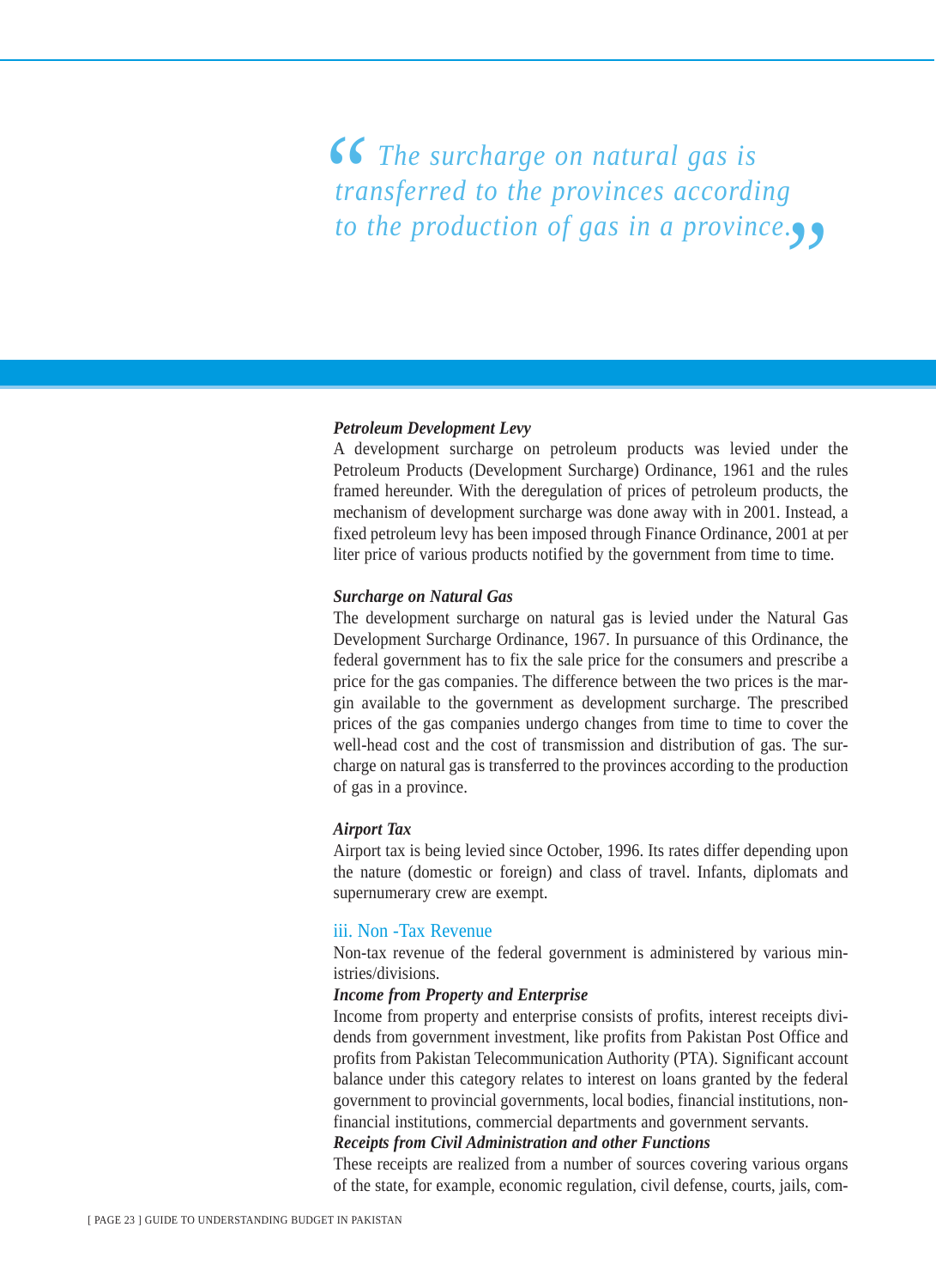> *"The surcharge on natural gas is transferred to the provinces according to the production of gas in a province."*

***Petroleum Development Levy***

A development surcharge on petroleum products was levied under the Petroleum Products (Development Surcharge) Ordinance, 1961 and the rules framed hereunder. With the deregulation of prices of petroleum products, the mechanism of development surcharge was done away with in 2001. Instead, a fixed petroleum levy has been imposed through Finance Ordinance, 2001 at per liter price of various products notified by the government from time to time.

***Surcharge on Natural Gas***

The development surcharge on natural gas is levied under the Natural Gas Development Surcharge Ordinance, 1967. In pursuance of this Ordinance, the federal government has to fix the sale price for the consumers and prescribe a price for the gas companies. The difference between the two prices is the margin available to the government as development surcharge. The prescribed prices of the gas companies undergo changes from time to time to cover the well-head cost and the cost of transmission and distribution of gas. The surcharge on natural gas is transferred to the provinces according to the production of gas in a province.

***Airport Tax***

Airport tax is being levied since October, 1996. Its rates differ depending upon the nature (domestic or foreign) and class of travel. Infants, diplomats and supernumerary crew are exempt.

### iii. Non -Tax Revenue

Non-tax revenue of the federal government is administered by various ministries/divisions.

***Income from Property and Enterprise***

Income from property and enterprise consists of profits, interest receipts dividends from government investment, like profits from Pakistan Post Office and profits from Pakistan Telecommunication Authority (PTA). Significant account balance under this category relates to interest on loans granted by the federal government to provincial governments, local bodies, financial institutions, non-financial institutions, commercial departments and government servants.

***Receipts from Civil Administration and other Functions***

These receipts are realized from a number of sources covering various organs of the state, for example, economic regulation, civil defense, courts, jails, com-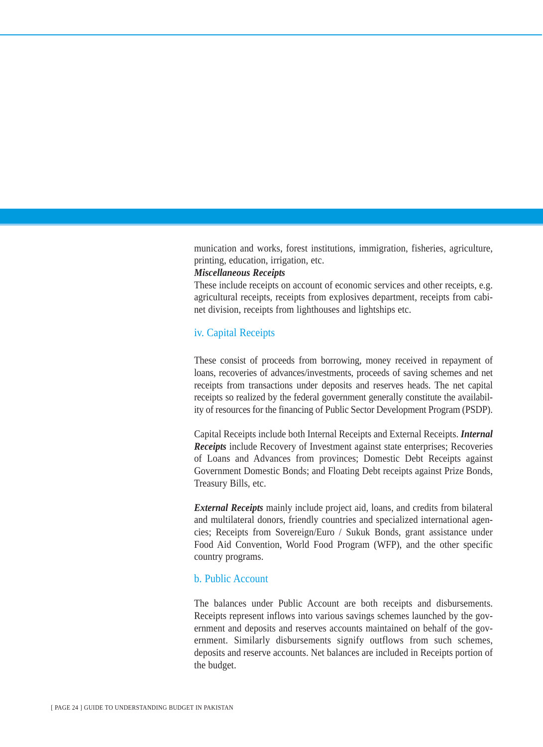munication and works, forest institutions, immigration, fisheries, agriculture, printing, education, irrigation, etc.

***Miscellaneous Receipts***

These include receipts on account of economic services and other receipts, e.g. agricultural receipts, receipts from explosives department, receipts from cabinet division, receipts from lighthouses and lightships etc.

### iv. Capital Receipts

These consist of proceeds from borrowing, money received in repayment of loans, recoveries of advances/investments, proceeds of saving schemes and net receipts from transactions under deposits and reserves heads. The net capital receipts so realized by the federal government generally constitute the availability of resources for the financing of Public Sector Development Program (PSDP).

Capital Receipts include both Internal Receipts and External Receipts. ***Internal Receipts*** include Recovery of Investment against state enterprises; Recoveries of Loans and Advances from provinces; Domestic Debt Receipts against Government Domestic Bonds; and Floating Debt receipts against Prize Bonds, Treasury Bills, etc.

***External Receipts*** mainly include project aid, loans, and credits from bilateral and multilateral donors, friendly countries and specialized international agencies; Receipts from Sovereign/Euro / Sukuk Bonds, grant assistance under Food Aid Convention, World Food Program (WFP), and the other specific country programs.

### b. Public Account

The balances under Public Account are both receipts and disbursements. Receipts represent inflows into various savings schemes launched by the government and deposits and reserves accounts maintained on behalf of the government. Similarly disbursements signify outflows from such schemes, deposits and reserve accounts. Net balances are included in Receipts portion of the budget.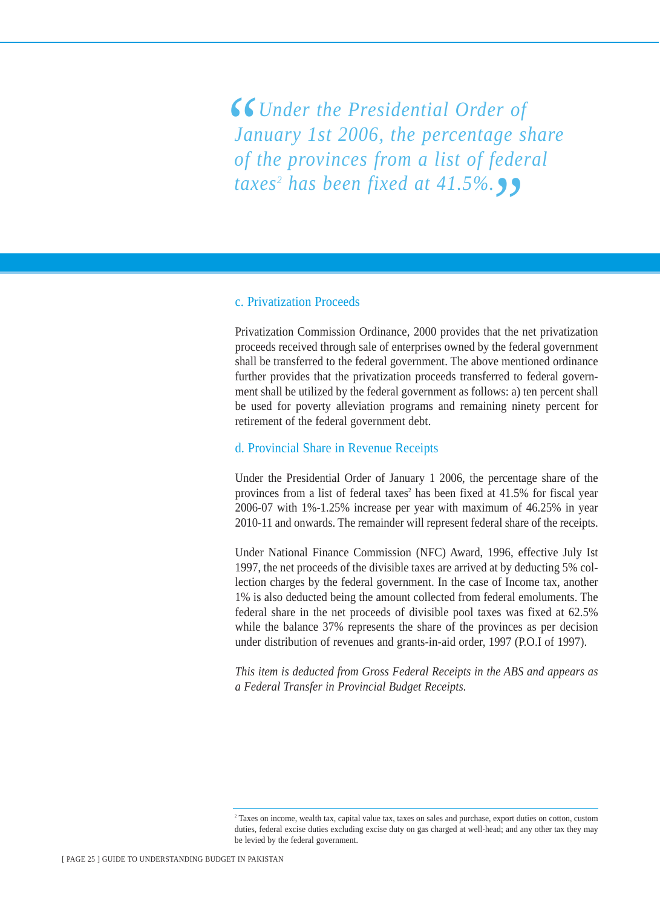> *"Under the Presidential Order of January 1st 2006, the percentage share of the provinces from a list of federal taxes[2] has been fixed at 41.5%."*

### c. Privatization Proceeds

Privatization Commission Ordinance, 2000 provides that the net privatization proceeds received through sale of enterprises owned by the federal government shall be transferred to the federal government. The above mentioned ordinance further provides that the privatization proceeds transferred to federal government shall be utilized by the federal government as follows: a) ten percent shall be used for poverty alleviation programs and remaining ninety percent for retirement of the federal government debt.

### d. Provincial Share in Revenue Receipts

Under the Presidential Order of January 1 2006, the percentage share of the provinces from a list of federal taxes[2] has been fixed at 41.5% for fiscal year 2006-07 with 1%-1.25% increase per year with maximum of 46.25% in year 2010-11 and onwards. The remainder will represent federal share of the receipts.

Under National Finance Commission (NFC) Award, 1996, effective July Ist 1997, the net proceeds of the divisible taxes are arrived at by deducting 5% collection charges by the federal government. In the case of Income tax, another 1% is also deducted being the amount collected from federal emoluments. The federal share in the net proceeds of divisible pool taxes was fixed at 62.5% while the balance 37% represents the share of the provinces as per decision under distribution of revenues and grants-in-aid order, 1997 (P.O.I of 1997).

*This item is deducted from Gross Federal Receipts in the ABS and appears as a Federal Transfer in Provincial Budget Receipts.*

---

[2] Taxes on income, wealth tax, capital value tax, taxes on sales and purchase, export duties on cotton, custom duties, federal excise duties excluding excise duty on gas charged at well-head; and any other tax they may be levied by the federal government.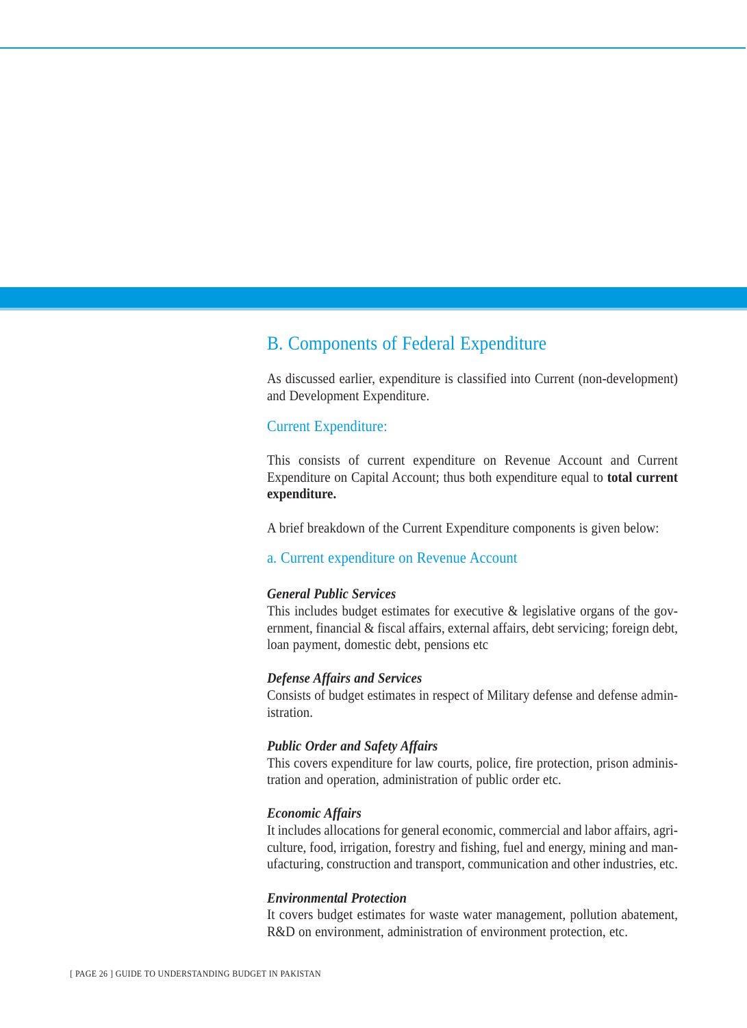## B. Components of Federal Expenditure

As discussed earlier, expenditure is classified into Current (non-development) and Development Expenditure.

### Current Expenditure:

This consists of current expenditure on Revenue Account and Current Expenditure on Capital Account; thus both expenditure equal to **total current expenditure.**

A brief breakdown of the Current Expenditure components is given below:

#### a. Current expenditure on Revenue Account

***General Public Services***
This includes budget estimates for executive & legislative organs of the government, financial & fiscal affairs, external affairs, debt servicing; foreign debt, loan payment, domestic debt, pensions etc

***Defense Affairs and Services***
Consists of budget estimates in respect of Military defense and defense administration.

***Public Order and Safety Affairs***
This covers expenditure for law courts, police, fire protection, prison administration and operation, administration of public order etc.

***Economic Affairs***
It includes allocations for general economic, commercial and labor affairs, agriculture, food, irrigation, forestry and fishing, fuel and energy, mining and manufacturing, construction and transport, communication and other industries, etc.

***Environmental Protection***
It covers budget estimates for waste water management, pollution abatement, R&D on environment, administration of environment protection, etc.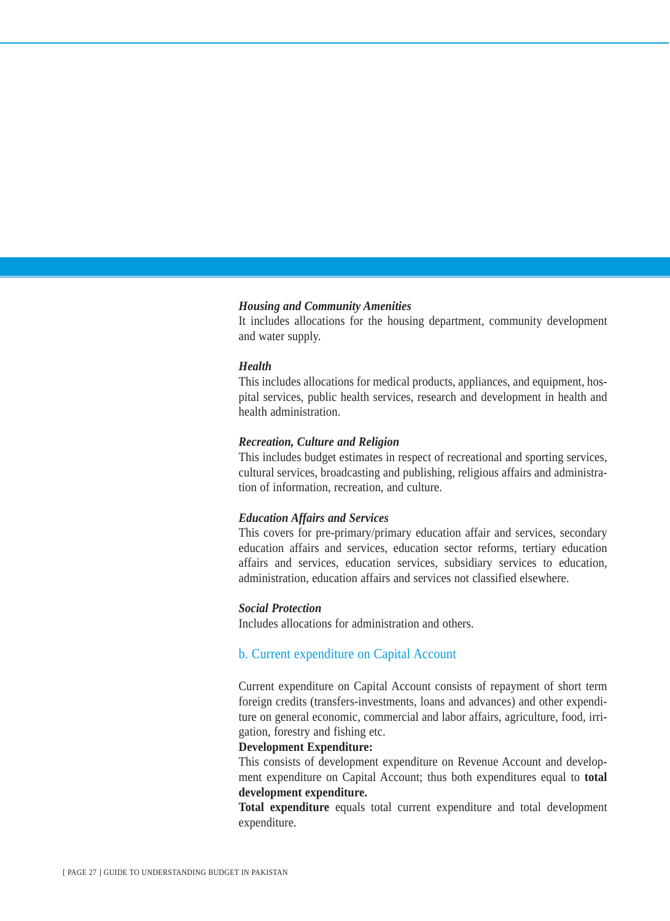***Housing and Community Amenities***

It includes allocations for the housing department, community development and water supply.

***Health***

This includes allocations for medical products, appliances, and equipment, hospital services, public health services, research and development in health and health administration.

***Recreation, Culture and Religion***

This includes budget estimates in respect of recreational and sporting services, cultural services, broadcasting and publishing, religious affairs and administration of information, recreation, and culture.

***Education Affairs and Services***

This covers for pre-primary/primary education affair and services, secondary education affairs and services, education sector reforms, tertiary education affairs and services, education services, subsidiary services to education, administration, education affairs and services not classified elsewhere.

***Social Protection***

Includes allocations for administration and others.

### b. Current expenditure on Capital Account

Current expenditure on Capital Account consists of repayment of short term foreign credits (transfers-investments, loans and advances) and other expenditure on general economic, commercial and labor affairs, agriculture, food, irrigation, forestry and fishing etc.

**Development Expenditure:**

This consists of development expenditure on Revenue Account and development expenditure on Capital Account; thus both expenditures equal to **total development expenditure.**

**Total expenditure** equals total current expenditure and total development expenditure.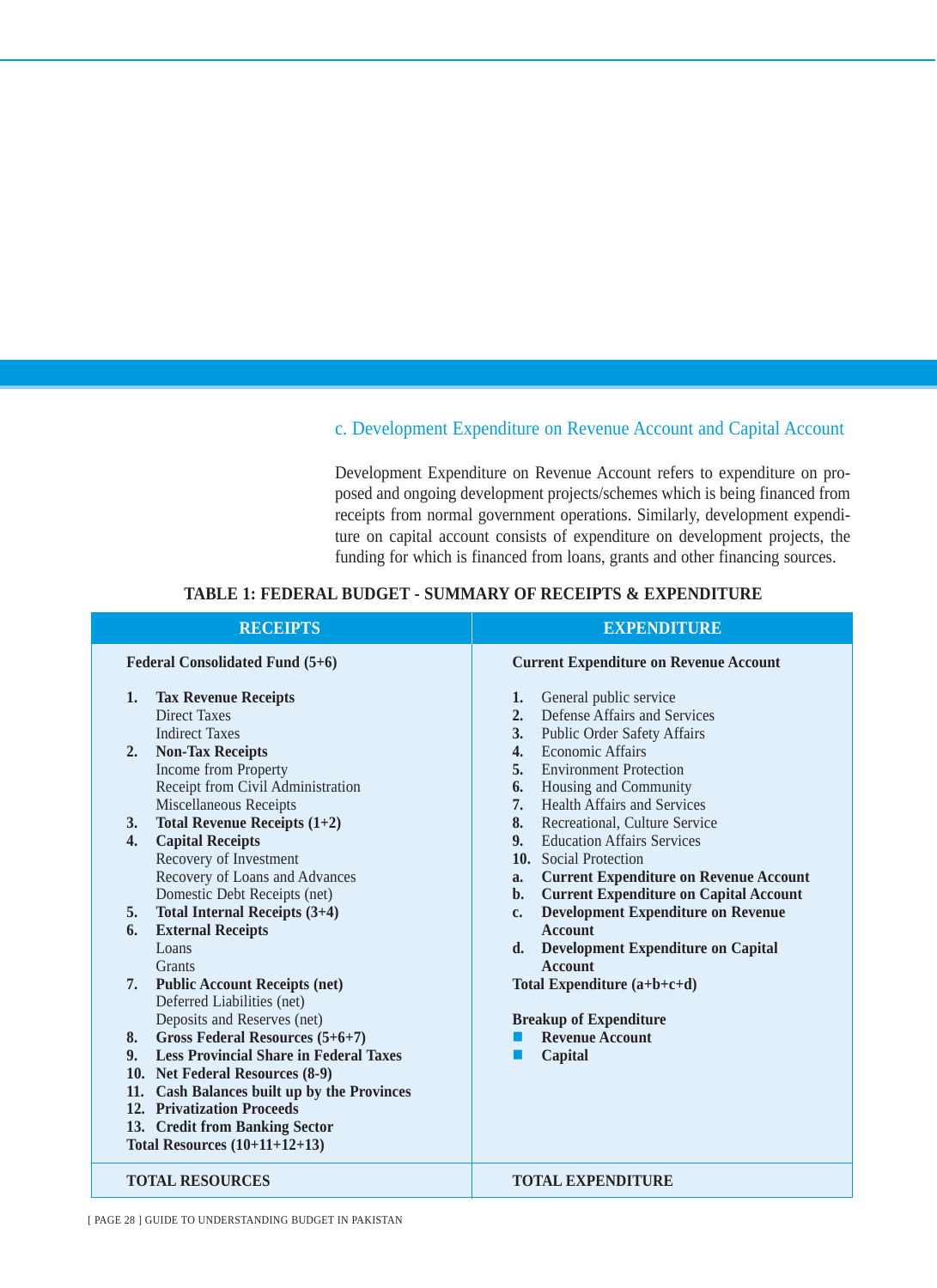### c. Development Expenditure on Revenue Account and Capital Account

Development Expenditure on Revenue Account refers to expenditure on proposed and ongoing development projects/schemes which is being financed from receipts from normal government operations. Similarly, development expenditure on capital account consists of expenditure on development projects, the funding for which is financed from loans, grants and other financing sources.

**TABLE 1: FEDERAL BUDGET - SUMMARY OF RECEIPTS & EXPENDITURE**

| RECEIPTS | EXPENDITURE |
|---|---|
| **Federal Consolidated Fund (5+6)** | **Current Expenditure on Revenue Account** |
| **1. Tax Revenue Receipts** | 1. General public service |
| Direct Taxes | 2. Defense Affairs and Services |
| Indirect Taxes | 3. Public Order Safety Affairs |
| **2. Non-Tax Receipts** | 4. Economic Affairs |
| Income from Property | 5. Environment Protection |
| Receipt from Civil Administration | 6. Housing and Community |
| Miscellaneous Receipts | 7. Health Affairs and Services |
| **3. Total Revenue Receipts (1+2)** | 8. Recreational, Culture Service |
| **4. Capital Receipts** | 9. Education Affairs Services |
| Recovery of Investment | 10. Social Protection |
| Recovery of Loans and Advances | **a. Current Expenditure on Revenue Account** |
| Domestic Debt Receipts (net) | **b. Current Expenditure on Capital Account** |
| **5. Total Internal Receipts (3+4)** | **c. Development Expenditure on Revenue Account** |
| **6. External Receipts** | |
| Loans | **d. Development Expenditure on Capital Account** |
| Grants | |
| **7. Public Account Receipts (net)** | **Total Expenditure (a+b+c+d)** |
| Deferred Liabilities (net) | |
| Deposits and Reserves (net) | **Breakup of Expenditure** |
| **8. Gross Federal Resources (5+6+7)** | **Revenue Account** |
| **9. Less Provincial Share in Federal Taxes** | **Capital** |
| **10. Net Federal Resources (8-9)** | |
| **11. Cash Balances built up by the Provinces** | |
| **12. Privatization Proceeds** | |
| **13. Credit from Banking Sector** | |
| **Total Resources (10+11+12+13)** | |
| **TOTAL RESOURCES** | **TOTAL EXPENDITURE** |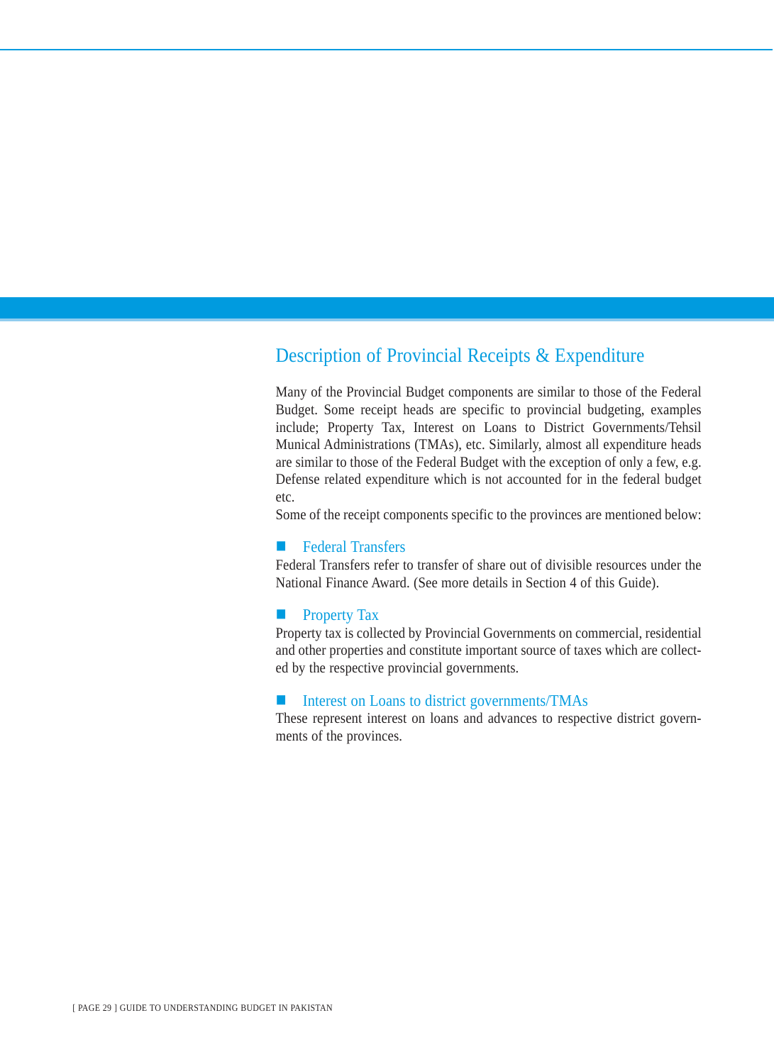## Description of Provincial Receipts & Expenditure

Many of the Provincial Budget components are similar to those of the Federal Budget. Some receipt heads are specific to provincial budgeting, examples include; Property Tax, Interest on Loans to District Governments/Tehsil Munical Administrations (TMAs), etc. Similarly, almost all expenditure heads are similar to those of the Federal Budget with the exception of only a few, e.g. Defense related expenditure which is not accounted for in the federal budget etc.

Some of the receipt components specific to the provinces are mentioned below:

### Federal Transfers

Federal Transfers refer to transfer of share out of divisible resources under the National Finance Award. (See more details in Section 4 of this Guide).

### Property Tax

Property tax is collected by Provincial Governments on commercial, residential and other properties and constitute important source of taxes which are collected by the respective provincial governments.

### Interest on Loans to district governments/TMAs

These represent interest on loans and advances to respective district governments of the provinces.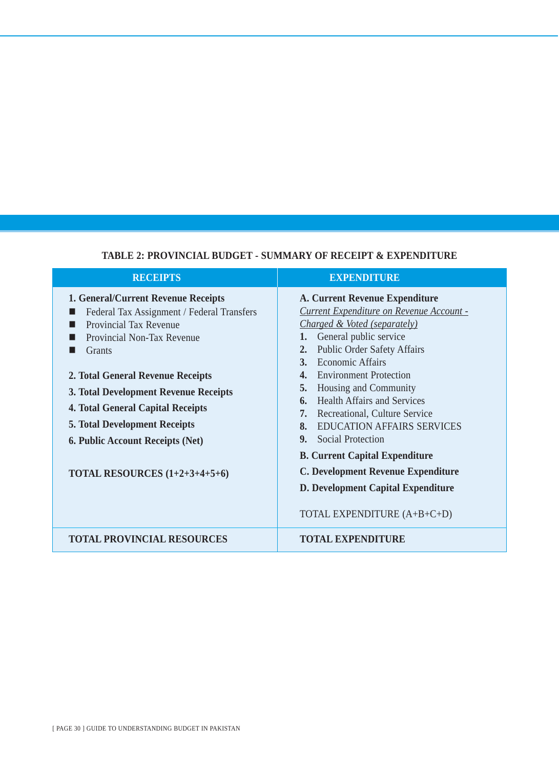**TABLE 2: PROVINCIAL BUDGET - SUMMARY OF RECEIPT & EXPENDITURE**

| RECEIPTS | EXPENDITURE |
|---|---|
| **1. General/Current Revenue Receipts**<br>■ Federal Tax Assignment / Federal Transfers<br>■ Provincial Tax Revenue<br>■ Provincial Non-Tax Revenue<br>■ Grants<br><br>**2. Total General Revenue Receipts**<br>**3. Total Development Revenue Receipts**<br>**4. Total General Capital Receipts**<br>**5. Total Development Receipts**<br>**6. Public Account Receipts (Net)**<br><br>**TOTAL RESOURCES (1+2+3+4+5+6)** | **A. Current Revenue Expenditure**<br>*Current Expenditure on Revenue Account - Charged & Voted (separately)*<br>**1.** General public service<br>**2.** Public Order Safety Affairs<br>**3.** Economic Affairs<br>**4.** Environment Protection<br>**5.** Housing and Community<br>**6.** Health Affairs and Services<br>**7.** Recreational, Culture Service<br>**8.** EDUCATION AFFAIRS SERVICES<br>**9.** Social Protection<br>**B. Current Capital Expenditure**<br>**C. Development Revenue Expenditure**<br>**D. Development Capital Expenditure**<br><br>TOTAL EXPENDITURE (A+B+C+D) |
| **TOTAL PROVINCIAL RESOURCES** | **TOTAL EXPENDITURE** |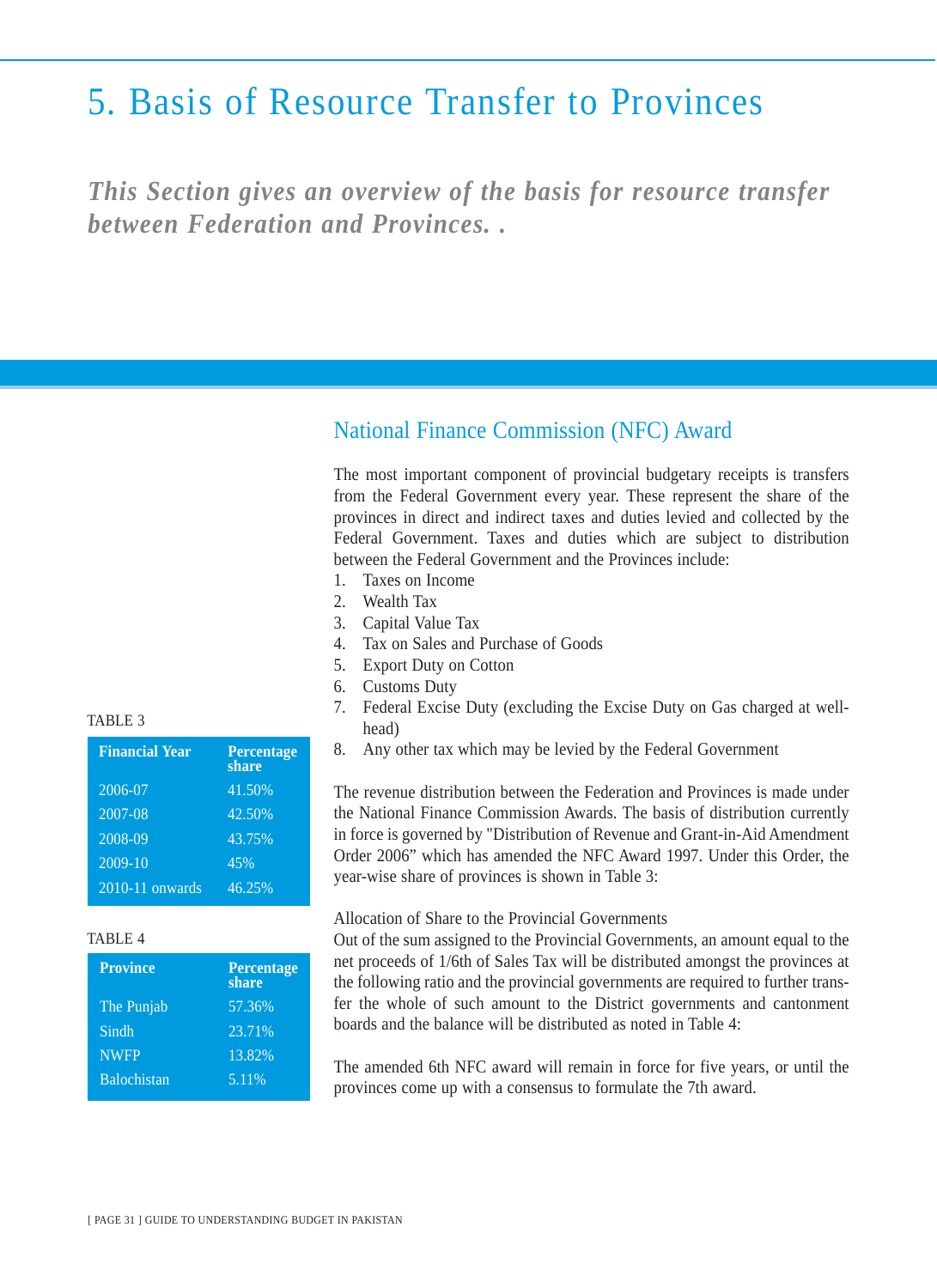# 5. Basis of Resource Transfer to Provinces

***This Section gives an overview of the basis for resource transfer between Federation and Provinces. .***

## National Finance Commission (NFC) Award

The most important component of provincial budgetary receipts is transfers from the Federal Government every year. These represent the share of the provinces in direct and indirect taxes and duties levied and collected by the Federal Government. Taxes and duties which are subject to distribution between the Federal Government and the Provinces include:

1. Taxes on Income
2. Wealth Tax
3. Capital Value Tax
4. Tax on Sales and Purchase of Goods
5. Export Duty on Cotton
6. Customs Duty
7. Federal Excise Duty (excluding the Excise Duty on Gas charged at well-head)
8. Any other tax which may be levied by the Federal Government

The revenue distribution between the Federation and Provinces is made under the National Finance Commission Awards. The basis of distribution currently in force is governed by "Distribution of Revenue and Grant-in-Aid Amendment Order 2006" which has amended the NFC Award 1997. Under this Order, the year-wise share of provinces is shown in Table 3:

TABLE 3

| Financial Year | Percentage share |
|---|---|
| 2006-07 | 41.50% |
| 2007-08 | 42.50% |
| 2008-09 | 43.75% |
| 2009-10 | 45% |
| 2010-11 onwards | 46.25% |

Allocation of Share to the Provincial Governments

Out of the sum assigned to the Provincial Governments, an amount equal to the net proceeds of 1/6th of Sales Tax will be distributed amongst the provinces at the following ratio and the provincial governments are required to further transfer the whole of such amount to the District governments and cantonment boards and the balance will be distributed as noted in Table 4:

TABLE 4

| Province | Percentage share |
|---|---|
| The Punjab | 57.36% |
| Sindh | 23.71% |
| NWFP | 13.82% |
| Balochistan | 5.11% |

The amended 6th NFC award will remain in force for five years, or until the provinces come up with a consensus to formulate the 7th award.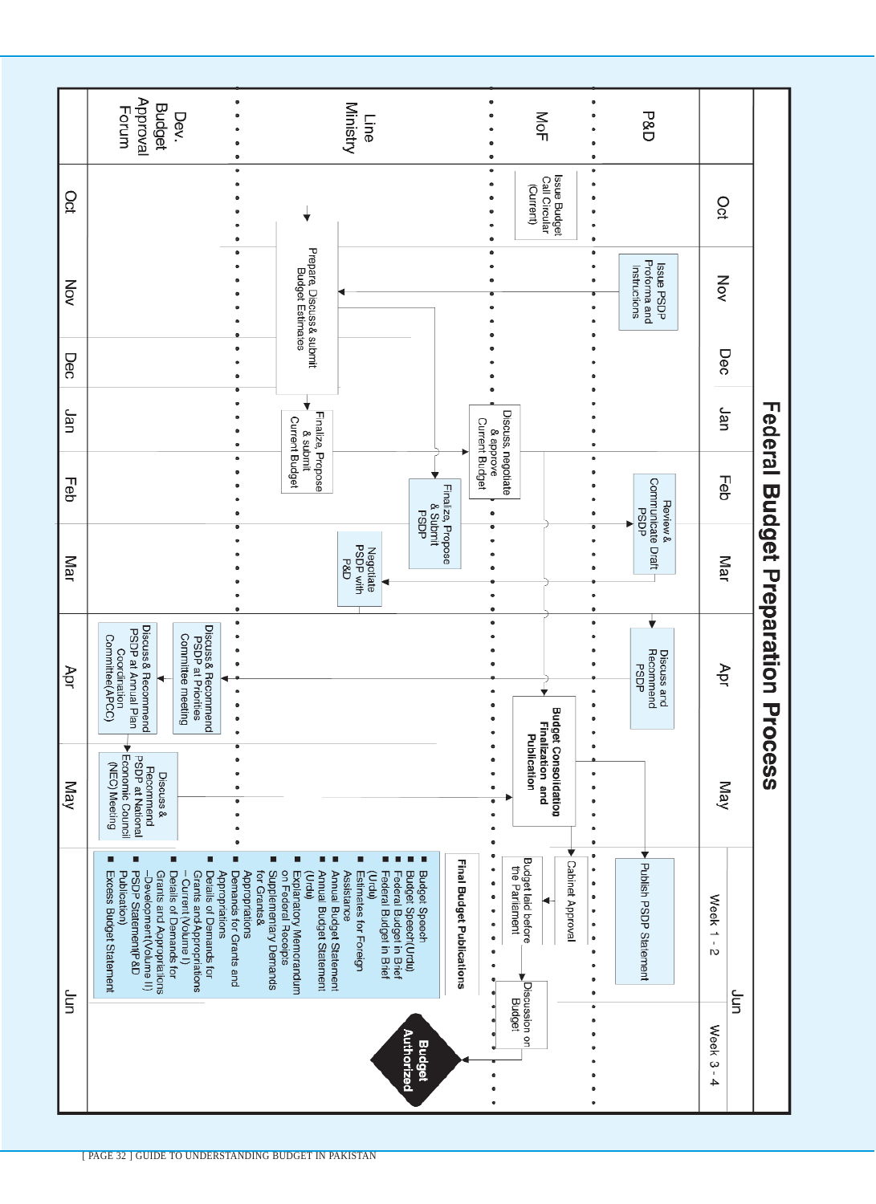# Federal Budget Preparation Process

| | Oct | Nov | Dec | Jan | Feb | Mar | Apr | May | Jun (Week 1 - 2) | Jun (Week 3 - 4) |
|---|---|---|---|---|---|---|---|---|---|---|
| **P&D** | | Issue PSDP Proforma and Instructions | | | Review & Communicate Draft PSDP | | Discuss and Recommend PSDP | | Publish PSDP Statement | |
| **MoF** | Issue Budget Call Circular (Current) | | | Discuss, negotiate & approve Current Budget | Finalize, Propose & Submit PSDP | | Budget Consolidation Finalization and Publication | | Cabinet Approval; Budget laid before the Parliament | Discussion on Budget |
| **Line Ministry** | | Prepare, Discuss & submit Budget Estimates | | Finalize, Propose & submit Current Budget | | Negotiate PSDP with P&D | Discuss & Recommend PSDP at Priorities Committee meeting | | | |
| **Dev. Budget Approval Forum** | | | | | | | Discuss & Recommend PSDP at Annual Plan Coordination Committee (APCC) | Discuss & Recommend PSDP at National Economic Council (NEC) Meeting | | Budget Authorized |

**Final Budget Publications**

- Budget Speech
- Budget Speech (Urdu)
- Federal Budget in Brief
- Federal Budget in Brief (Urdu)
- Estimates for Foreign Assistance
- Annual Budget Statement
- Annual Budget Statement (Urdu)
- Explanatory Memorandum on Federal Receipts
- Supplementary Demands for Grants & Appropriations
- Demands for Grants and Appropriations
- Details of Demands for Grants and Appropriations – Current (Volume I)
- Details of Demands for Grants and Appropriations – Development (Volume II)
- PSDP Statement (P&D Publication)
- Excess Budget Statement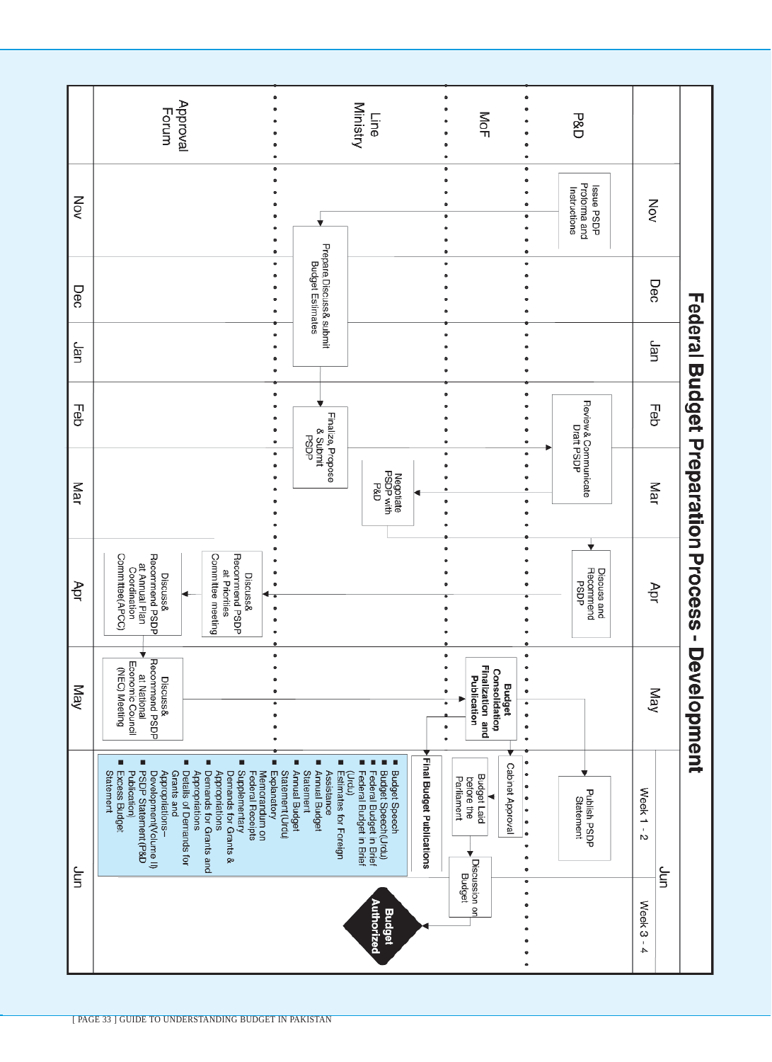# Federal Budget Preparation Process - Development

| | Nov | Dec | Jan | Feb | Mar | Apr | May | Jun Week 1 - 2 | Jun Week 3 - 4 |
|---|---|---|---|---|---|---|---|---|---|
| P&D | Issue PSDP Proforma and Instructions | | | Review & Communicate Draft PSDP | | Discuss and Recommend PSDP | | Publish PSDP Statement | |
| MoF | | | | | | | Budget Consolidation, Finalization and Publication | Cabinet Approval; Budget Laid before the Parliament | Discussion on Budget; Budget Authorized |
| Line Ministry | Prepare, Discuss & submit Budget Estimates | | | Finalize, Propose & Submit PSDP | Negotiate PSDP with P&D | Discuss & Recommend PSDP at Priorities Committee meeting | | Final Budget Publications | |
| Approval Forum | | | | | | Discuss & Recommend PSDP at Annual Plan Coordination Committee (APCC) | Discuss & Recommend PSDP at National Economic Council (NEC) Meeting | | |

**Final Budget Publications**

- Budget Speech
- Budget Speech (Urdu)
- Federal Budget in Brief
- Federal Budget in Brief (Urdu)
- Estimates for Foreign Assistance
- Annual Budget Statement
- Annual Budget Statement (Urdu)
- Explanatory Memorandum on Federal Receipts
- Supplementary Demands for Grants & Appropriations
- Demands for Grants and Appropriations
- Details of Demands for Grants and Appropriations–Development (Volume II)
- PSDP Statement (P&D Publication)
- Excess Budget Statement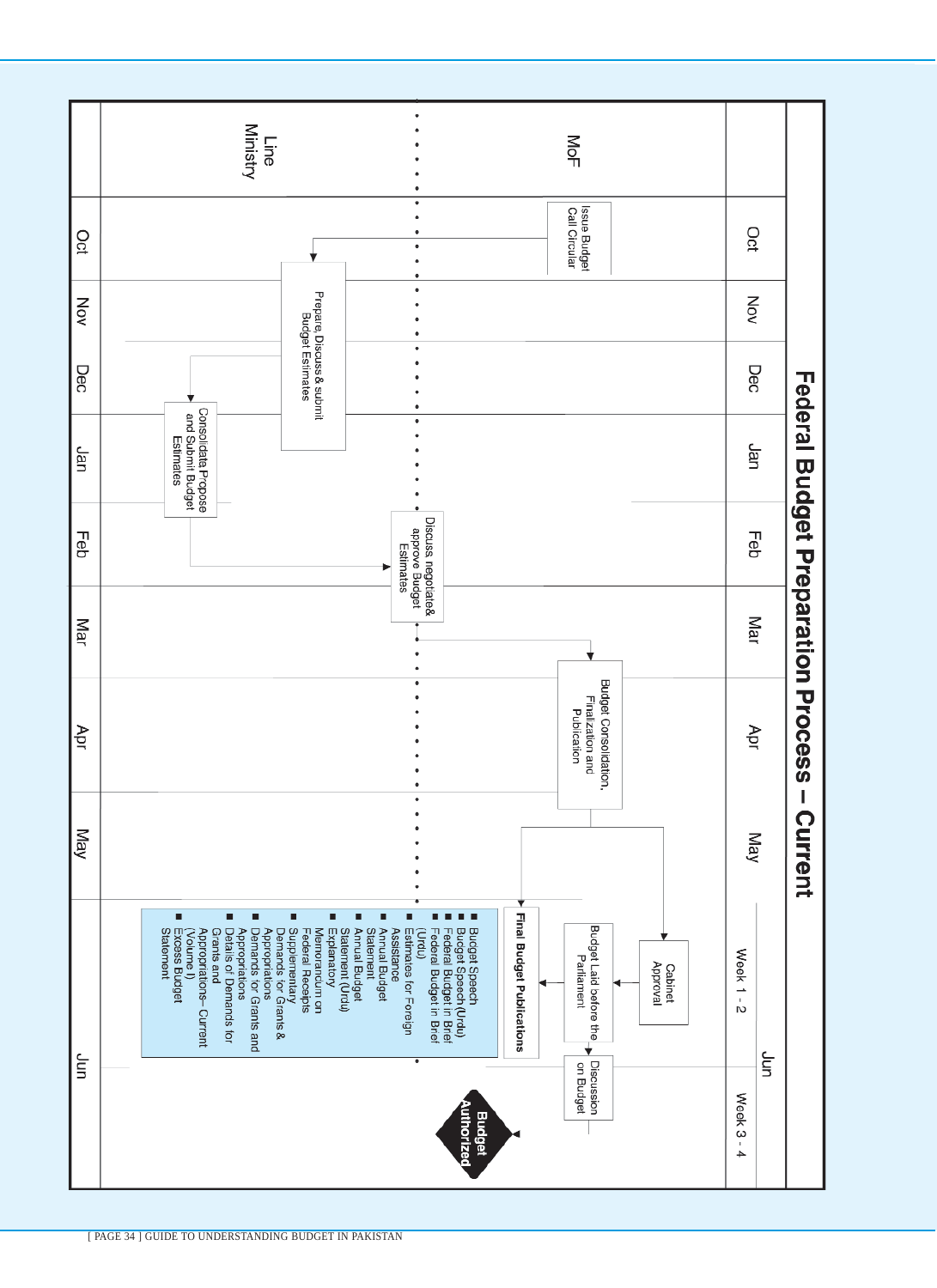# Federal Budget Preparation Process – Current

| | Oct | Nov | Dec | Jan | Feb | Mar | Apr | May | Jun (Week 1 - 2) | Jun (Week 3 - 4) |
|---|---|---|---|---|---|---|---|---|---|---|
| **MoF** | Issue Budget Call Circular | | | | Discuss negotiate& approve Budget Estimates | Budget Consolidation, Finalization and Publication | | | Cabinet Approval; Budget Laid before the Parliament; Final Budget Publications | Discussion on Budget; **Budget Authorized** |
| **Line Ministry** | Prepare, Discuss & submit Budget Estimates | | | Consolidate Propose and Submit Budget Estimates | | | | | | |

**Final Budget Publications**

- Budget Speech
- Budget Speech (Urdu)
- Federal Budget in Brief
- Federal Budget in Brief (Urdu)
- Estimates for Foreign Assistance
- Annual Budget Statement
- Annual Budget Statement (Urdu)
- Explanatory Memorandum on Federal Receipts
- Supplementary Demands for Grants & Appropriations
- Demands for Grants and Appropriations
- Details of Demands for Grants and Appropriations– Current (Volume I)
- Excess Budget Statement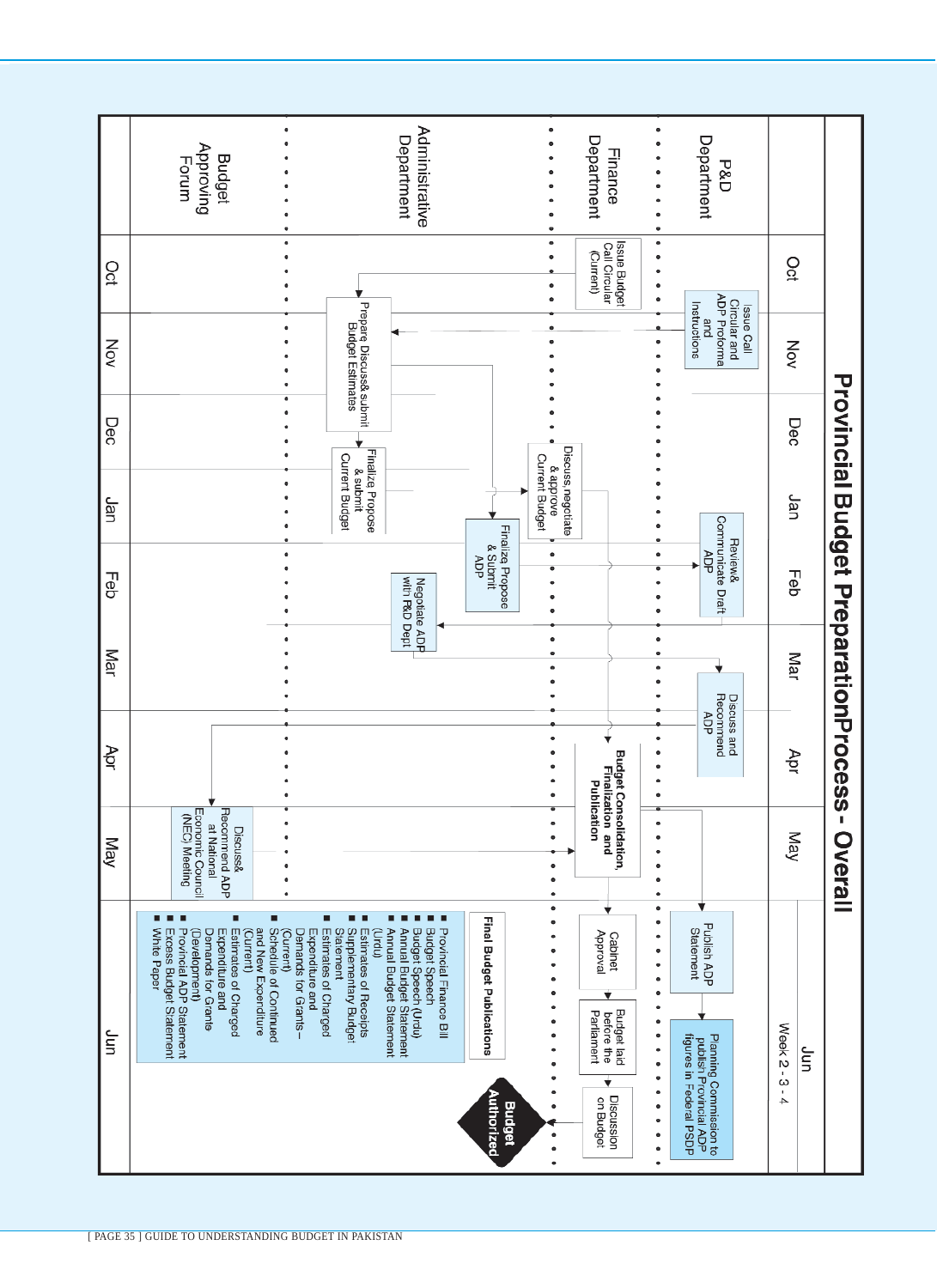# Provincial Budget Preparation Process - Overall

| | Oct | Nov | Dec | Jan | Feb | Mar | Apr | May | Jun (Week 2 - 3 - 4) |
|---|---|---|---|---|---|---|---|---|---|
| P&D Department | | Issue Call Circular and ADP Proforma and Instructions | | | Review& Communicate Draft ADP | | Discuss and Recommend ADP | | Publish ADP Statement; Planning Commission to publish Provincial ADP figures in Federal PSDP |
| Finance Department | Issue Budget Call Circular (Current) | | Discuss,negotiate & approve Current Budget | | | | Budget Consolidation, Finalization and Publication | | Cabinet Approval; Budget laid before the Parliament; Discussion on Budget; Final Budget Publications |
| Administrative Department | | Prepare Discuss& submit Budget Estimates | Finalize Propose & submit Current Budget | Finalize Propose & Submit ADP | Negotiate ADP with P&D Dept | | | | |
| Budget Approving Forum | | | | | | | | Discuss& Recommend ADP at National Economic Council (NEC) Meeting | Budget Authorized |

**Final Budget Publications**

- Provincial Finance Bill
- Budget Speech
- Budget Speech (Urdu)
- Annual Budget Statement
- Annual Budget Statement (Urdu)
- Estimates of Receipts
- Supplementary Budget Statement
- Estimates of Charged Expenditure and Demands for Grants – (Current)
- Schedule of Continued and New Expenditure (Current)
- Estimates of Charged Expenditure and Demands for Grants (Development)
- Provincial ADP Statement
- Excess Budget Statement
- White Paper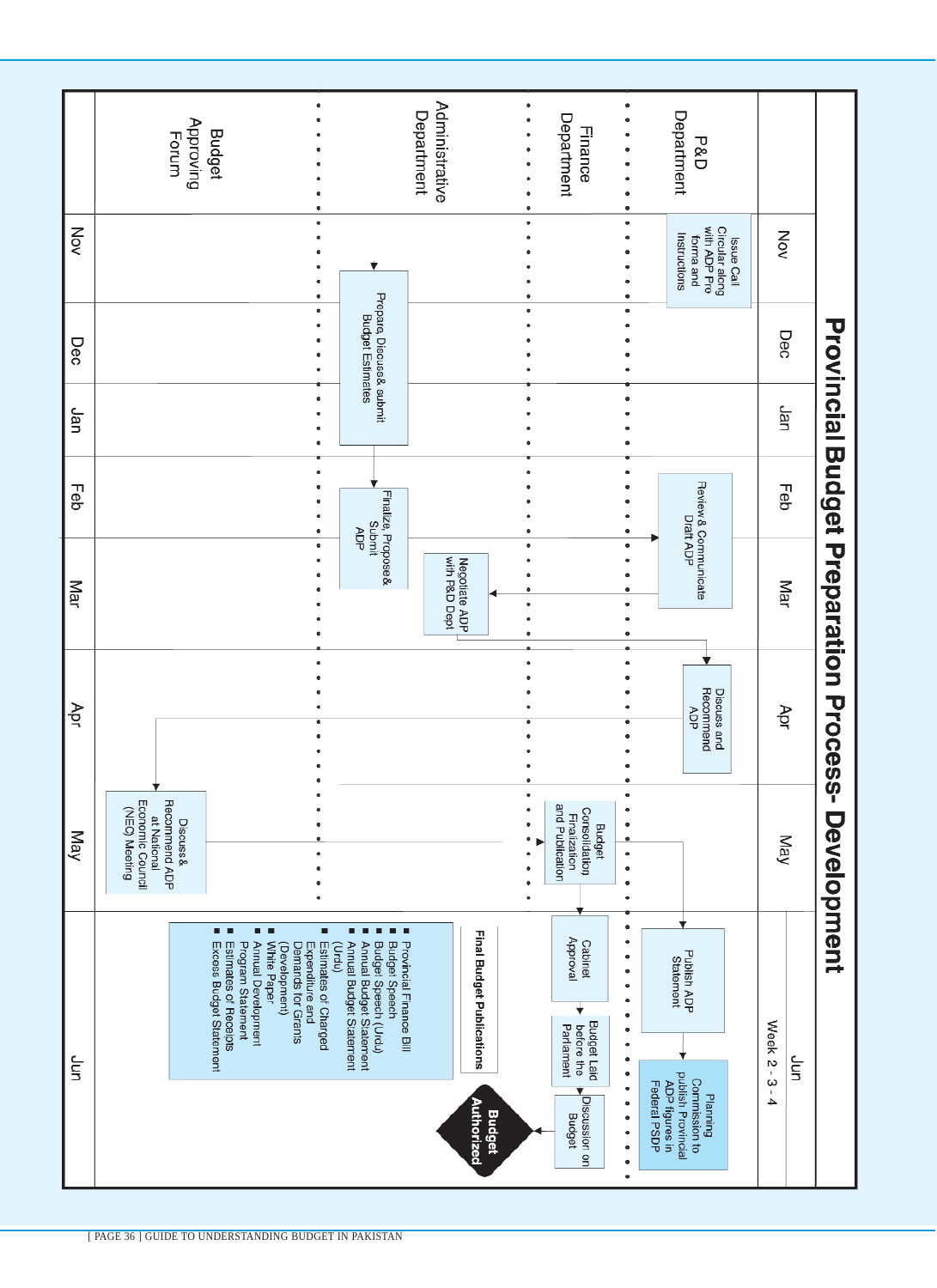# Provincial Budget Preparation Process- Development

| | Nov | Dec | Jan | Feb | Mar | Apr | May | Jun (Week 2 - 3 - 4) |
|---|---|---|---|---|---|---|---|---|
| P&D Department | Issue Call Circular along with ADP Pro forma and Instructions | | | Review & Communicate Draft ADP | | Discuss and Recommend ADP | | Publish ADP Statement; Planning Commission to publish Provincial ADP figures in Federal PSDP |
| Finance Department | | | | | Negotiate ADP with P&D Dept | | Budget Consolidation Finalization and Publication | Cabinet Approval; Budget Laid before the Parliament; Discussion on Budget; **Budget Authorized** |
| Administrative Department | Prepare, Discuss & submit Budget Estimates | | | Finalize, Propose & Submit ADP | | | | |
| Budget Approving Forum | | | | | | | Discuss & Recommend ADP at National Economic Council (NEC) Meeting | |

**Final Budget Publications**

- Provincial Finance Bill
- Budget Speech
- Budget Speech (Urdu)
- Annual Budget Statement
- Annual Budget Statement (Urdu)
- Estimates of Charged Expenditure and Demands for Grants (Development)
- White Paper
- Annual Development Program Statement
- Estimates of Receipts
- Excess Budget Statement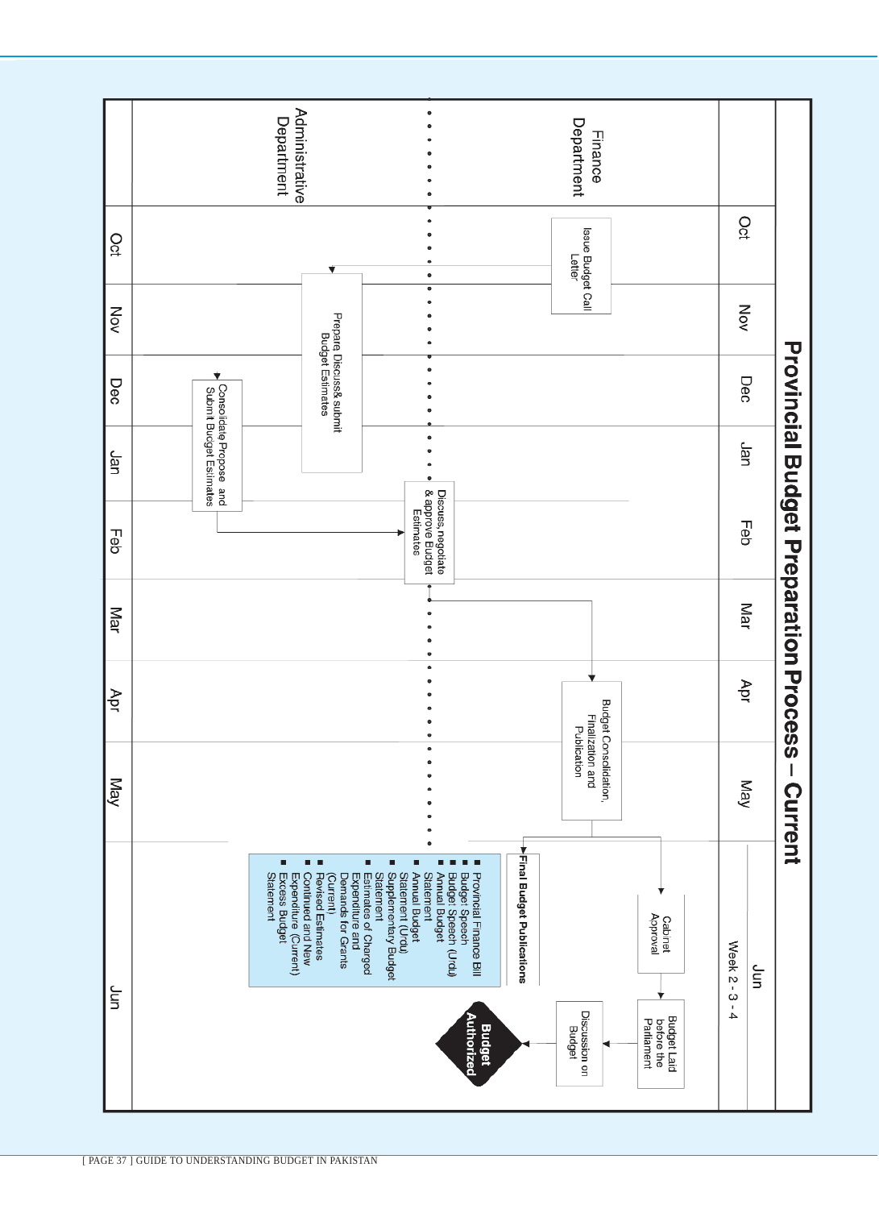# Provincial Budget Preparation Process – Current

| | Oct | Nov | Dec | Jan | Feb | Mar | Apr | May | Jun (Week 2 - 3 - 4) |
|---|---|---|---|---|---|---|---|---|---|
| Finance Department | Issue Budget Call Letter | | | | Discuss, negotiate & approve Budget Estimates | | Budget Consolidation, Finalization and Publication | | Cabinet Approval → Budget Laid before the Parliament → Discussion on Budget → Budget Authorized |
| Administrative Department | | Prepare, Discuss& submit Budget Estimates | Consolidate Propose and Submit Budget Estimates | | | | | | |

**Final Budget Publications**

- Provincial Finance Bill
- Budget Speech
- Budget Speech (Urdu)
- Annual Budget Statement
- Annual Budget Statement (Urdu)
- Supplementary Budget Statement
- Estimates of Charged Expenditure and Demands for Grants (Current)
- Revised Estimates
- Continued and New Expenditure (Current)
- Excess Budget Statement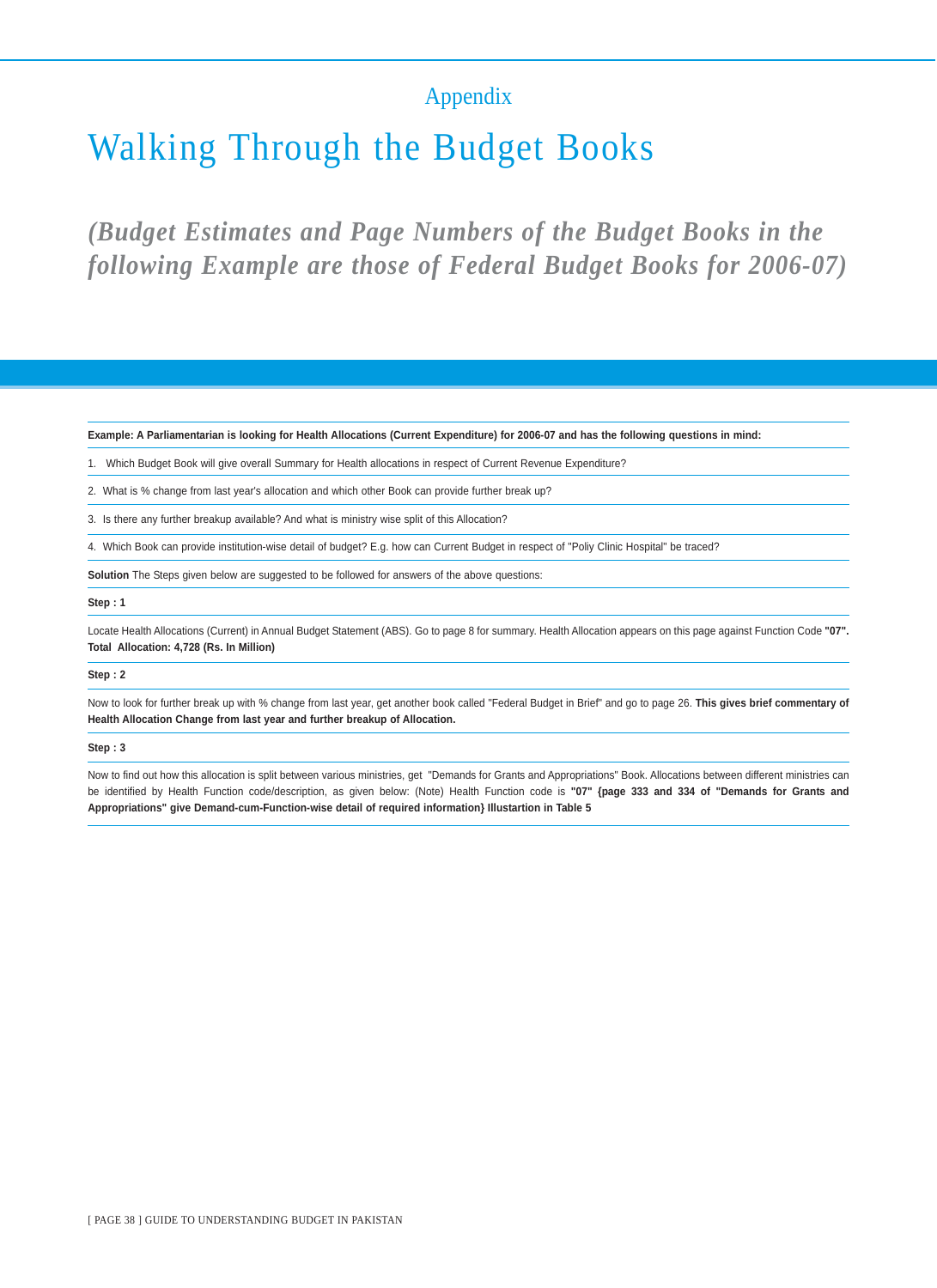## Appendix

# Walking Through the Budget Books

## *(Budget Estimates and Page Numbers of the Budget Books in the following Example are those of Federal Budget Books for 2006-07)*

**Example: A Parliamentarian is looking for Health Allocations (Current Expenditure) for 2006-07 and has the following questions in mind:**

1. Which Budget Book will give overall Summary for Health allocations in respect of Current Revenue Expenditure?
2. What is % change from last year's allocation and which other Book can provide further break up?
3. Is there any further breakup available? And what is ministry wise split of this Allocation?
4. Which Book can provide institution-wise detail of budget? E.g. how can Current Budget in respect of "Poliy Clinic Hospital" be traced?

**Solution** The Steps given below are suggested to be followed for answers of the above questions:

**Step : 1**

Locate Health Allocations (Current) in Annual Budget Statement (ABS). Go to page 8 for summary. Health Allocation appears on this page against Function Code **"07". Total Allocation: 4,728 (Rs. In Million)**

**Step : 2**

Now to look for further break up with % change from last year, get another book called "Federal Budget in Brief" and go to page 26. **This gives brief commentary of Health Allocation Change from last year and further breakup of Allocation.**

**Step : 3**

Now to find out how this allocation is split between various ministries, get "Demands for Grants and Appropriations" Book. Allocations between different ministries can be identified by Health Function code/description, as given below: (Note) Health Function code is **"07" {page 333 and 334 of "Demands for Grants and Appropriations" give Demand-cum-Function-wise detail of required information} Illustartion in Table 5**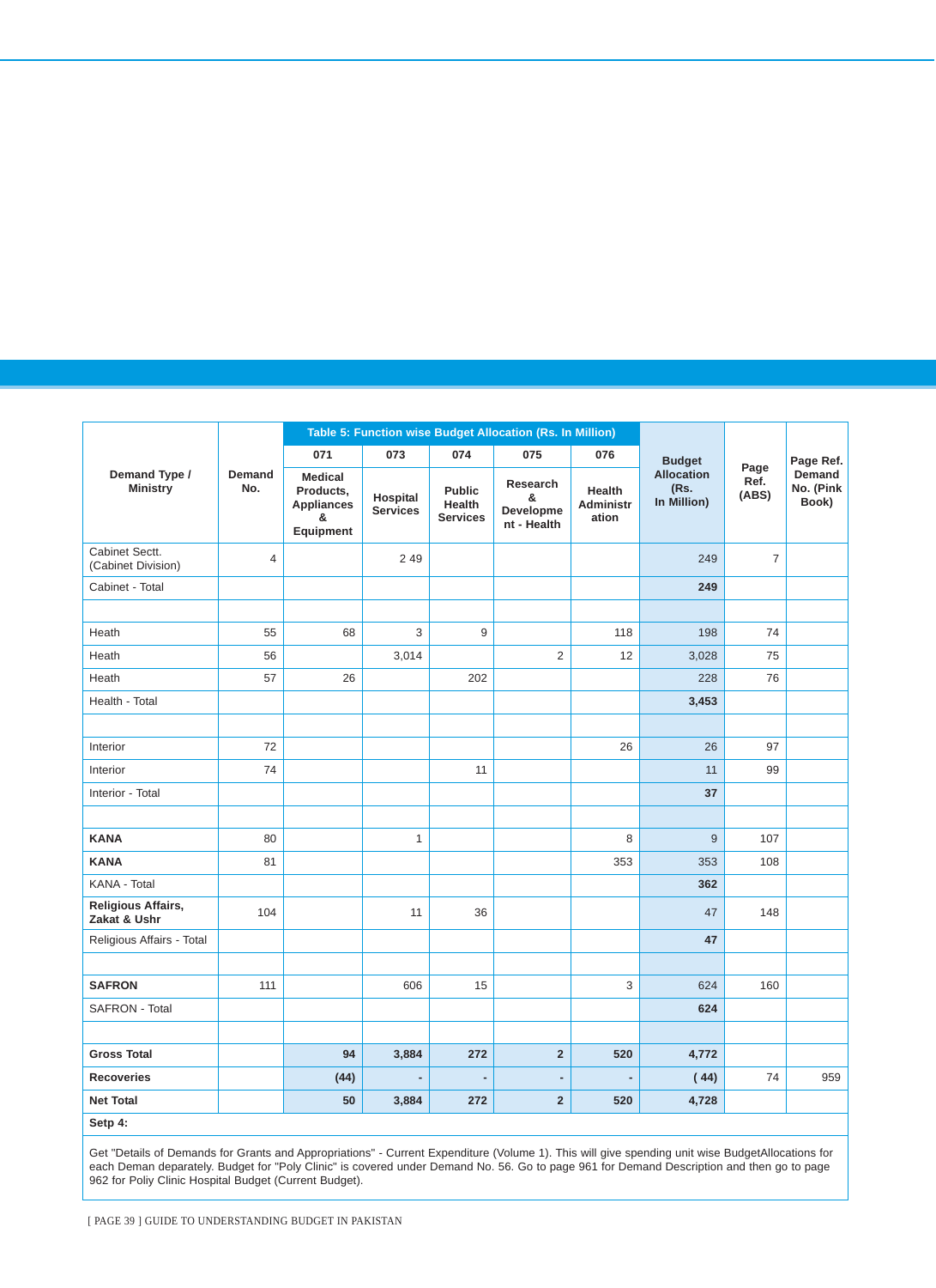| Demand Type / Ministry | Demand No. | Table 5: Function wise Budget Allocation (Rs. In Million) | | | | | Budget Allocation (Rs. In Million) | Page Ref. (ABS) | Page Ref. Demand No. (Pink Book) |
|---|---|---|---|---|---|---|---|---|---|
| | | 071 | 073 | 074 | 075 | 076 | | | |
| | | Medical Products, Appliances & Equipment | Hospital Services | Public Health Services | Research & Development - Health | Health Administration | | | |
| Cabinet Sectt. (Cabinet Division) | 4 | | 2 49 | | | | 249 | 7 | |
| Cabinet - Total | | | | | | | **249** | | |
| | | | | | | | | | |
| Heath | 55 | 68 | 3 | 9 | | 118 | 198 | 74 | |
| Heath | 56 | | 3,014 | | 2 | 12 | 3,028 | 75 | |
| Heath | 57 | 26 | | 202 | | | 228 | 76 | |
| Health - Total | | | | | | | **3,453** | | |
| | | | | | | | | | |
| Interior | 72 | | | | | 26 | 26 | 97 | |
| Interior | 74 | | | 11 | | | 11 | 99 | |
| Interior - Total | | | | | | | **37** | | |
| | | | | | | | | | |
| **KANA** | 80 | | 1 | | | 8 | 9 | 107 | |
| **KANA** | 81 | | | | | 353 | 353 | 108 | |
| KANA - Total | | | | | | | **362** | | |
| **Religious Affairs, Zakat & Ushr** | 104 | | 11 | 36 | | | 47 | 148 | |
| Religious Affairs - Total | | | | | | | **47** | | |
| | | | | | | | | | |
| **SAFRON** | 111 | | 606 | 15 | | 3 | 624 | 160 | |
| SAFRON - Total | | | | | | | **624** | | |
| | | | | | | | | | |
| **Gross Total** | | **94** | **3,884** | **272** | **2** | **520** | **4,772** | | |
| **Recoveries** | | **(44)** | **-** | **-** | **-** | **-** | **( 44)** | 74 | 959 |
| **Net Total** | | **50** | **3,884** | **272** | **2** | **520** | **4,728** | | |

**Setp 4:**

Get "Details of Demands for Grants and Appropriations" - Current Expenditure (Volume 1). This will give spending unit wise BudgetAllocations for each Deman deparately. Budget for "Poly Clinic" is covered under Demand No. 56. Go to page 961 for Demand Description and then go to page 962 for Poliy Clinic Hospital Budget (Current Budget).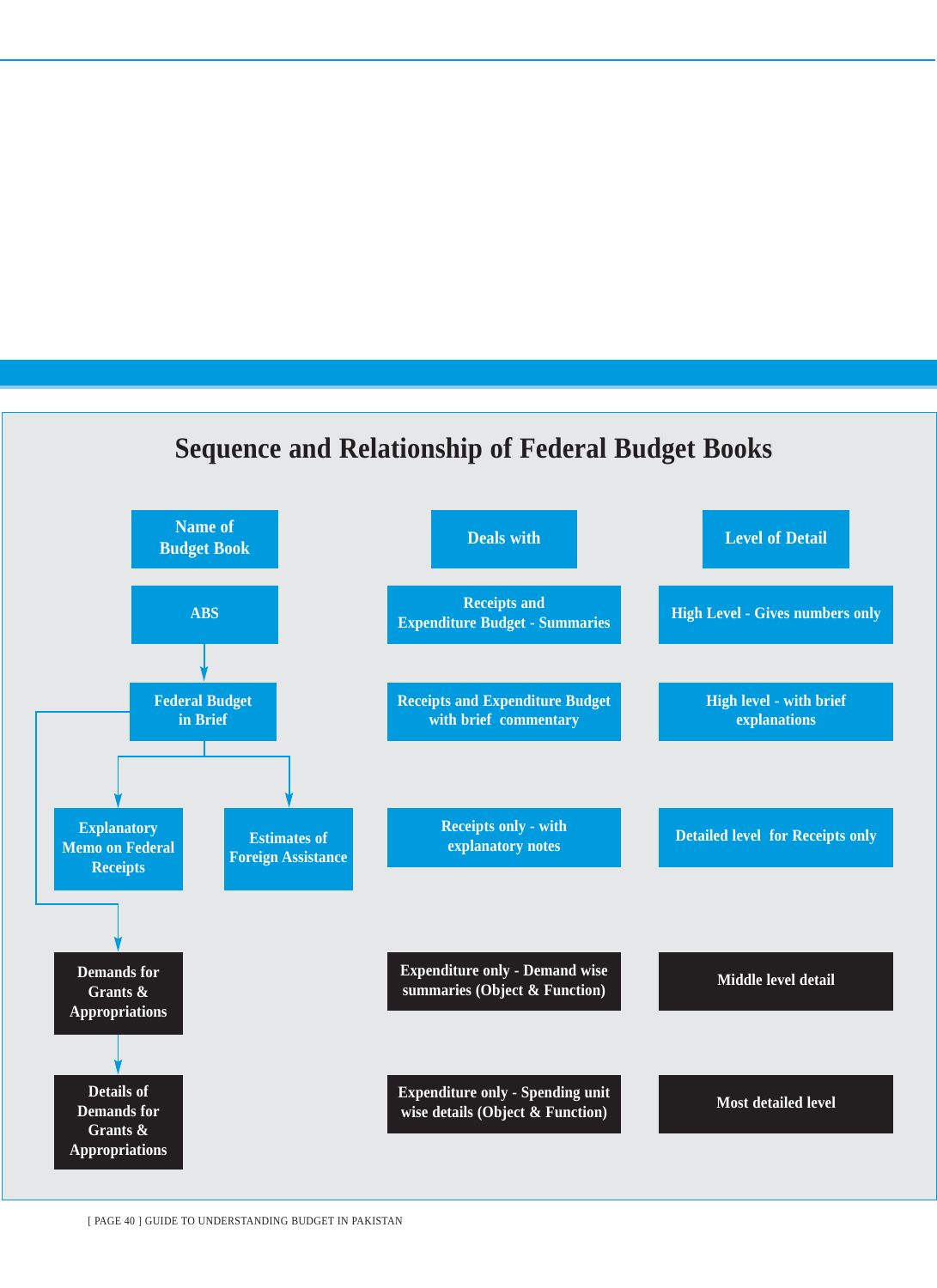## Sequence and Relationship of Federal Budget Books

| Name of Budget Book | Deals with | Level of Detail |
|---|---|---|
| ABS | Receipts and Expenditure Budget - Summaries | High Level - Gives numbers only |
| Federal Budget in Brief | Receipts and Expenditure Budget with brief commentary | High level - with brief explanations |
| Explanatory Memo on Federal Receipts; Estimates of Foreign Assistance | Receipts only - with explanatory notes | Detailed level for Receipts only |
| Demands for Grants & Appropriations | Expenditure only - Demand wise summaries (Object & Function) | Middle level detail |
| Details of Demands for Grants & Appropriations | Expenditure only - Spending unit wise details (Object & Function) | Most detailed level |

Sequence: ABS → Federal Budget in Brief → (Explanatory Memo on Federal Receipts, Estimates of Foreign Assistance); Federal Budget in Brief → Demands for Grants & Appropriations → Details of Demands for Grants & Appropriations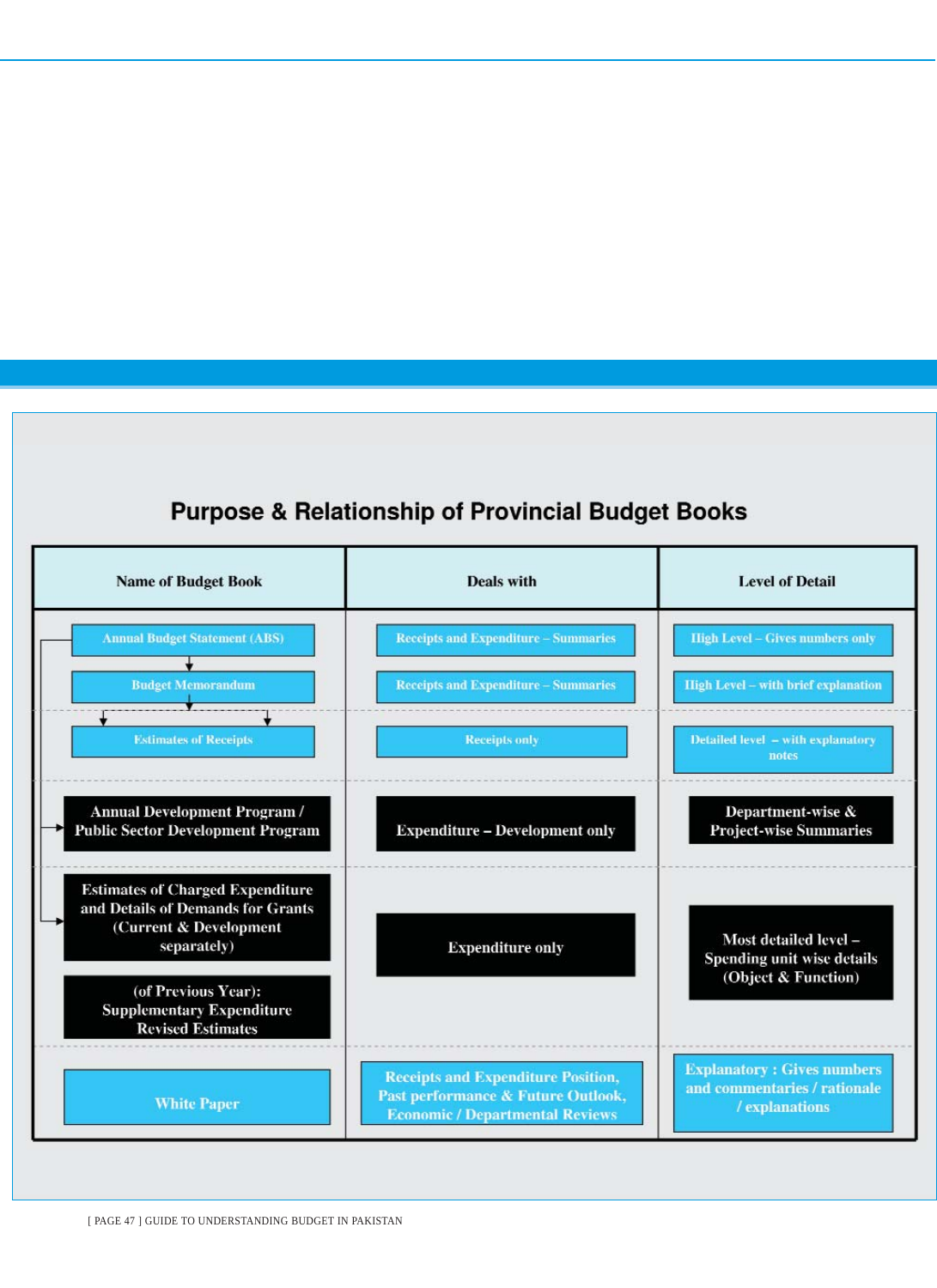## Purpose & Relationship of Provincial Budget Books

| Name of Budget Book | Deals with | Level of Detail |
|---|---|---|
| Annual Budget Statement (ABS) | Receipts and Expenditure – Summaries | High Level – Gives numbers only |
| Budget Memorandum | Receipts and Expenditure – Summaries | High Level – with brief explanation |
| Estimates of Receipts | Receipts only | Detailed level – with explanatory notes |
| Annual Development Program / Public Sector Development Program | Expenditure – Development only | Department-wise & Project-wise Summaries |
| Estimates of Charged Expenditure and Details of Demands for Grants (Current & Development separately) | Expenditure only | Most detailed level – Spending unit wise details (Object & Function) |
| (of Previous Year): Supplementary Expenditure Revised Estimates | | |
| White Paper | Receipts and Expenditure Position, Past performance & Future Outlook, Economic / Departmental Reviews | Explanatory : Gives numbers and commentaries / rationale / explanations |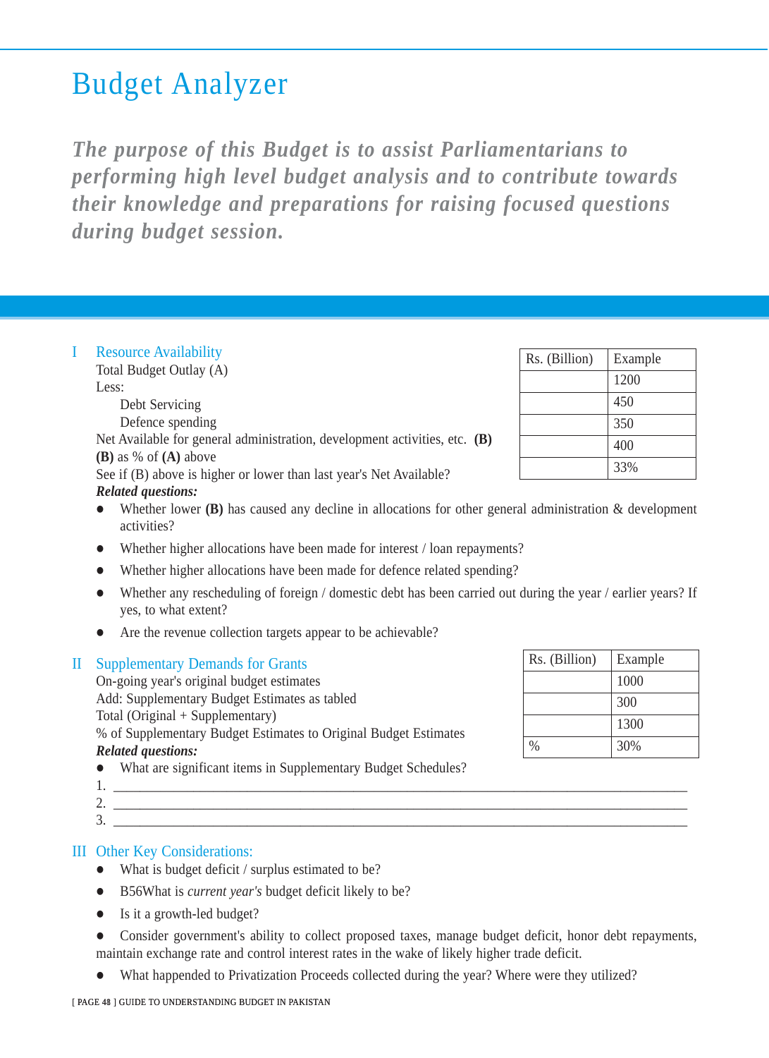# Budget Analyzer

***The purpose of this Budget is to assist Parliamentarians to performing high level budget analysis and to contribute towards their knowledge and preparations for raising focused questions during budget session.***

## I Resource Availability

Total Budget Outlay (A)

Less:

Debt Servicing

Defence spending

Net Available for general administration, development activities, etc. **(B)**

**(B)** as % of **(A)** above

See if (B) above is higher or lower than last year's Net Available?

| Rs. (Billion) | Example |
|---|---|
| | 1200 |
| | 450 |
| | 350 |
| | 400 |
| | 33% |

***Related questions:***

- Whether lower **(B)** has caused any decline in allocations for other general administration & development activities?
- Whether higher allocations have been made for interest / loan repayments?
- Whether higher allocations have been made for defence related spending?
- Whether any rescheduling of foreign / domestic debt has been carried out during the year / earlier years? If yes, to what extent?
- Are the revenue collection targets appear to be achievable?

## II Supplementary Demands for Grants

On-going year's original budget estimates

Add: Supplementary Budget Estimates as tabled

Total (Original + Supplementary)

% of Supplementary Budget Estimates to Original Budget Estimates

| Rs. (Billion) | Example |
|---|---|
| | 1000 |
| | 300 |
| | 1300 |
| % | 30% |

***Related questions:***

- What are significant items in Supplementary Budget Schedules?

1. ____________________________________________
2. ____________________________________________
3. ____________________________________________

## III Other Key Considerations:

- What is budget deficit / surplus estimated to be?
- B56What is *current year's* budget deficit likely to be?
- Is it a growth-led budget?
- Consider government's ability to collect proposed taxes, manage budget deficit, honor debt repayments, maintain exchange rate and control interest rates in the wake of likely higher trade deficit.
- What happended to Privatization Proceeds collected during the year? Where were they utilized?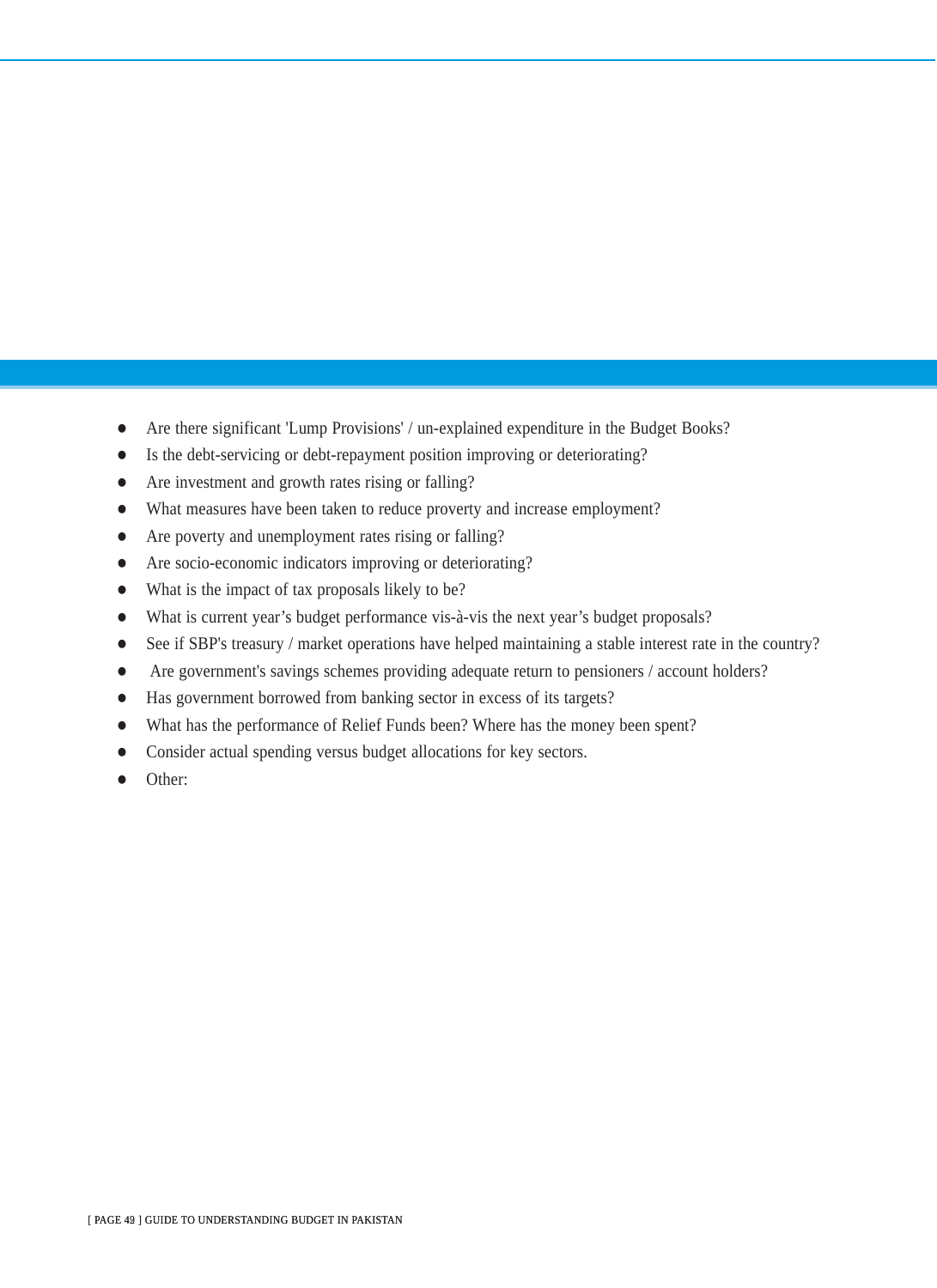- Are there significant 'Lump Provisions' / un-explained expenditure in the Budget Books?
- Is the debt-servicing or debt-repayment position improving or deteriorating?
- Are investment and growth rates rising or falling?
- What measures have been taken to reduce proverty and increase employment?
- Are poverty and unemployment rates rising or falling?
- Are socio-economic indicators improving or deteriorating?
- What is the impact of tax proposals likely to be?
- What is current year's budget performance vis-à-vis the next year's budget proposals?
- See if SBP's treasury / market operations have helped maintaining a stable interest rate in the country?
- Are government's savings schemes providing adequate return to pensioners / account holders?
- Has government borrowed from banking sector in excess of its targets?
- What has the performance of Relief Funds been? Where has the money been spent?
- Consider actual spending versus budget allocations for key sectors.
- Other: